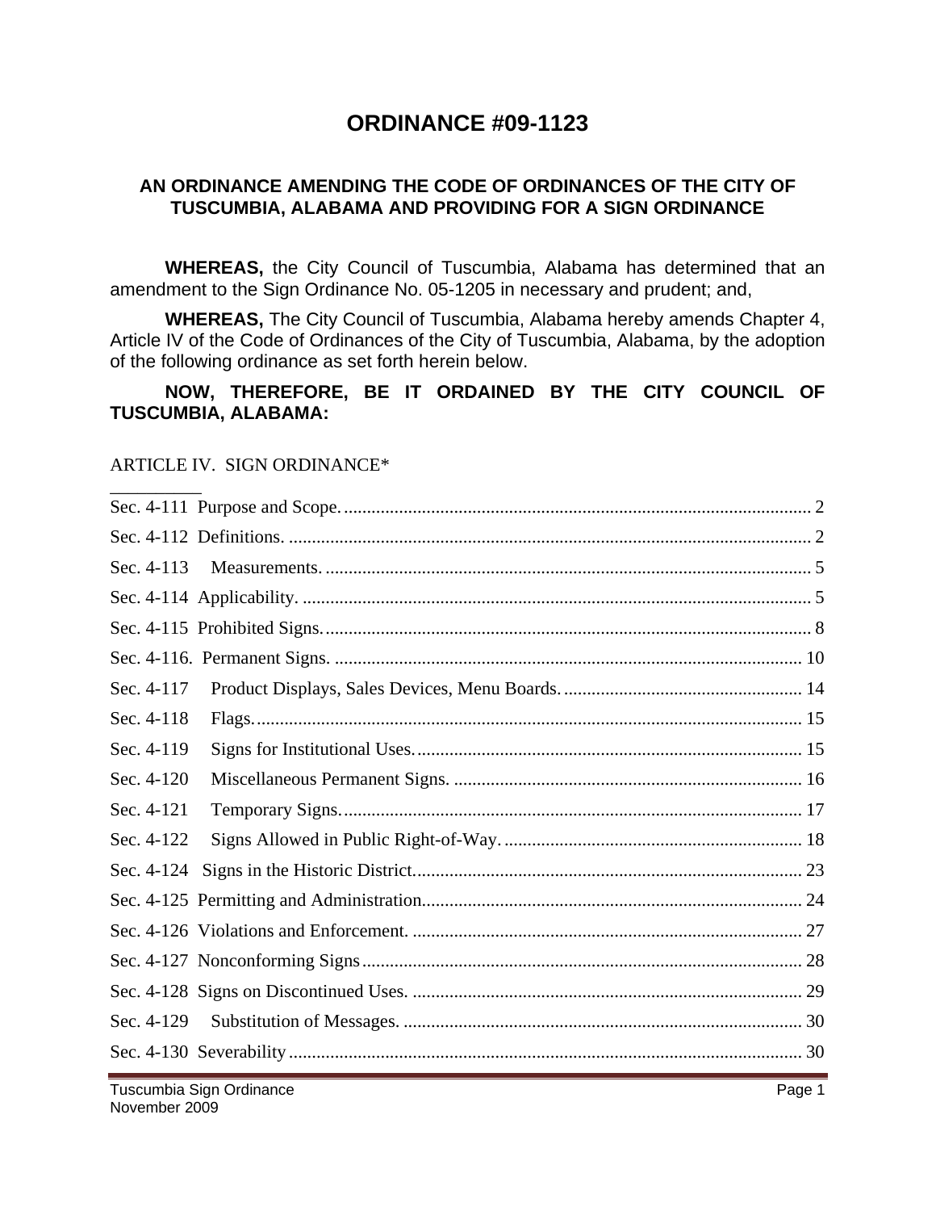# ORDINANCE #09-1123

## AN ORDINANCE AMENDING THE CODE OF ORDINANCES OF THE CITY OF TUSCUMBIA, ALABAMA AND PROVIDING FOR A SIGN ORDINANCE

**WHEREAS,** the City Council of Tuscumbia, Alabama has determined that an amendment to the Sign Ordinance No. 05-1205 in necessary and prudent; and,

**WHEREAS,** The City Council of Tuscumbia, Alabama hereby amends Chapter 4, Article IV of the Code of Ordinances of the City of Tuscumbia, Alabama, by the adoption of the following ordinance as set forth herein below.

**NOW, THEREFORE, BE IT ORDAINED BY THE CITY COUNCIL OF TUSCUMBIA, ALABAMA:**

ARTICLE IV. SIGN ORDINANCE*

Sec. 4-111 Purpose and Scope. .......... 2

Sec. 4-112 Definitions. .......... 2

Sec. 4-113 Measurements. .......... 5

Sec. 4-114 Applicability. .......... 5

Sec. 4-115 Prohibited Signs. .......... 8

Sec. 4-116. Permanent Signs. .......... 10

Sec. 4-117 Product Displays, Sales Devices, Menu Boards. .......... 14

Sec. 4-118 Flags. .......... 15

Sec. 4-119 Signs for Institutional Uses. .......... 15

Sec. 4-120 Miscellaneous Permanent Signs. .......... 16

Sec. 4-121 Temporary Signs. .......... 17

Sec. 4-122 Signs Allowed in Public Right-of-Way. .......... 18

Sec. 4-124 Signs in the Historic District. .......... 23

Sec. 4-125 Permitting and Administration. .......... 24

Sec. 4-126 Violations and Enforcement. .......... 27

Sec. 4-127 Nonconforming Signs .......... 28

Sec. 4-128 Signs on Discontinued Uses. .......... 29

Sec. 4-129 Substitution of Messages. .......... 30

Sec. 4-130 Severability .......... 30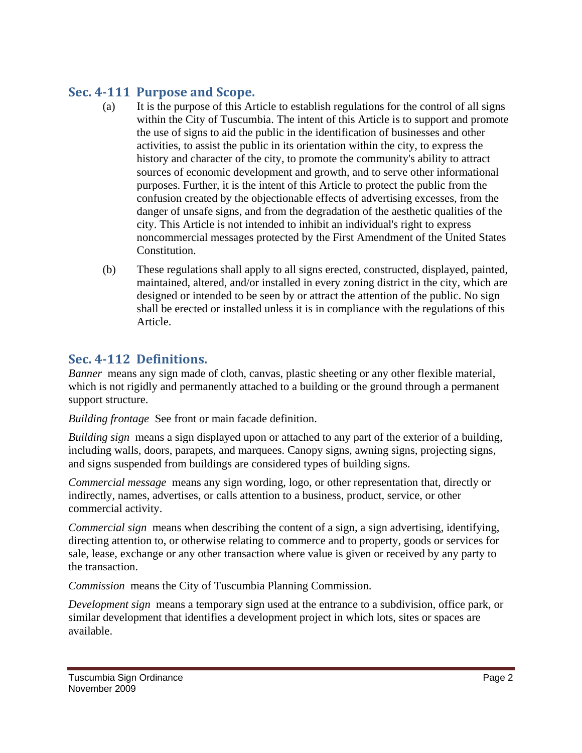## Sec. 4-111 Purpose and Scope.

(a) It is the purpose of this Article to establish regulations for the control of all signs within the City of Tuscumbia. The intent of this Article is to support and promote the use of signs to aid the public in the identification of businesses and other activities, to assist the public in its orientation within the city, to express the history and character of the city, to promote the community's ability to attract sources of economic development and growth, and to serve other informational purposes. Further, it is the intent of this Article to protect the public from the confusion created by the objectionable effects of advertising excesses, from the danger of unsafe signs, and from the degradation of the aesthetic qualities of the city. This Article is not intended to inhibit an individual's right to express noncommercial messages protected by the First Amendment of the United States Constitution.

(b) These regulations shall apply to all signs erected, constructed, displayed, painted, maintained, altered, and/or installed in every zoning district in the city, which are designed or intended to be seen by or attract the attention of the public. No sign shall be erected or installed unless it is in compliance with the regulations of this Article.

## Sec. 4-112 Definitions.

*Banner* means any sign made of cloth, canvas, plastic sheeting or any other flexible material, which is not rigidly and permanently attached to a building or the ground through a permanent support structure.

*Building frontage* See front or main facade definition.

*Building sign* means a sign displayed upon or attached to any part of the exterior of a building, including walls, doors, parapets, and marquees. Canopy signs, awning signs, projecting signs, and signs suspended from buildings are considered types of building signs.

*Commercial message* means any sign wording, logo, or other representation that, directly or indirectly, names, advertises, or calls attention to a business, product, service, or other commercial activity.

*Commercial sign* means when describing the content of a sign, a sign advertising, identifying, directing attention to, or otherwise relating to commerce and to property, goods or services for sale, lease, exchange or any other transaction where value is given or received by any party to the transaction.

*Commission* means the City of Tuscumbia Planning Commission.

*Development sign* means a temporary sign used at the entrance to a subdivision, office park, or similar development that identifies a development project in which lots, sites or spaces are available.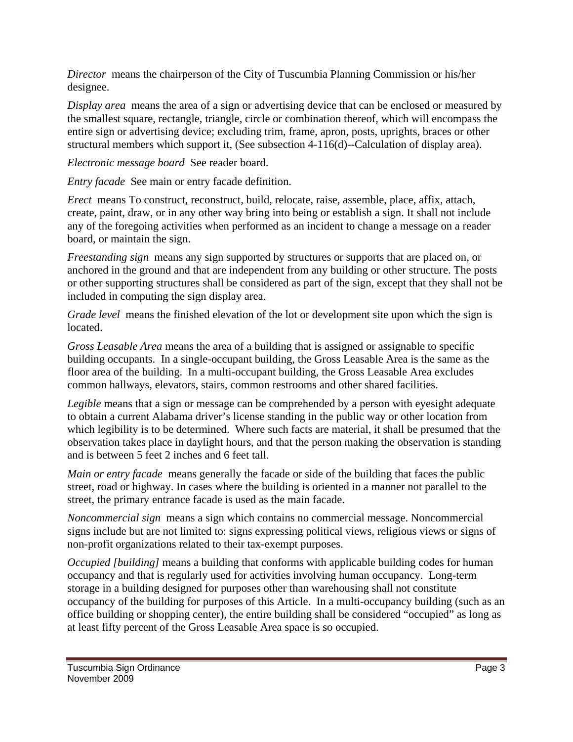*Director* means the chairperson of the City of Tuscumbia Planning Commission or his/her designee.

*Display area* means the area of a sign or advertising device that can be enclosed or measured by the smallest square, rectangle, triangle, circle or combination thereof, which will encompass the entire sign or advertising device; excluding trim, frame, apron, posts, uprights, braces or other structural members which support it, (See subsection 4-116(d)--Calculation of display area).

*Electronic message board* See reader board.

*Entry facade* See main or entry facade definition.

*Erect* means To construct, reconstruct, build, relocate, raise, assemble, place, affix, attach, create, paint, draw, or in any other way bring into being or establish a sign. It shall not include any of the foregoing activities when performed as an incident to change a message on a reader board, or maintain the sign.

*Freestanding sign* means any sign supported by structures or supports that are placed on, or anchored in the ground and that are independent from any building or other structure. The posts or other supporting structures shall be considered as part of the sign, except that they shall not be included in computing the sign display area.

*Grade level* means the finished elevation of the lot or development site upon which the sign is located.

*Gross Leasable Area* means the area of a building that is assigned or assignable to specific building occupants. In a single-occupant building, the Gross Leasable Area is the same as the floor area of the building. In a multi-occupant building, the Gross Leasable Area excludes common hallways, elevators, stairs, common restrooms and other shared facilities.

*Legible* means that a sign or message can be comprehended by a person with eyesight adequate to obtain a current Alabama driver's license standing in the public way or other location from which legibility is to be determined. Where such facts are material, it shall be presumed that the observation takes place in daylight hours, and that the person making the observation is standing and is between 5 feet 2 inches and 6 feet tall.

*Main or entry facade* means generally the facade or side of the building that faces the public street, road or highway. In cases where the building is oriented in a manner not parallel to the street, the primary entrance facade is used as the main facade.

*Noncommercial sign* means a sign which contains no commercial message. Noncommercial signs include but are not limited to: signs expressing political views, religious views or signs of non-profit organizations related to their tax-exempt purposes.

*Occupied [building]* means a building that conforms with applicable building codes for human occupancy and that is regularly used for activities involving human occupancy. Long-term storage in a building designed for purposes other than warehousing shall not constitute occupancy of the building for purposes of this Article. In a multi-occupancy building (such as an office building or shopping center), the entire building shall be considered "occupied" as long as at least fifty percent of the Gross Leasable Area space is so occupied.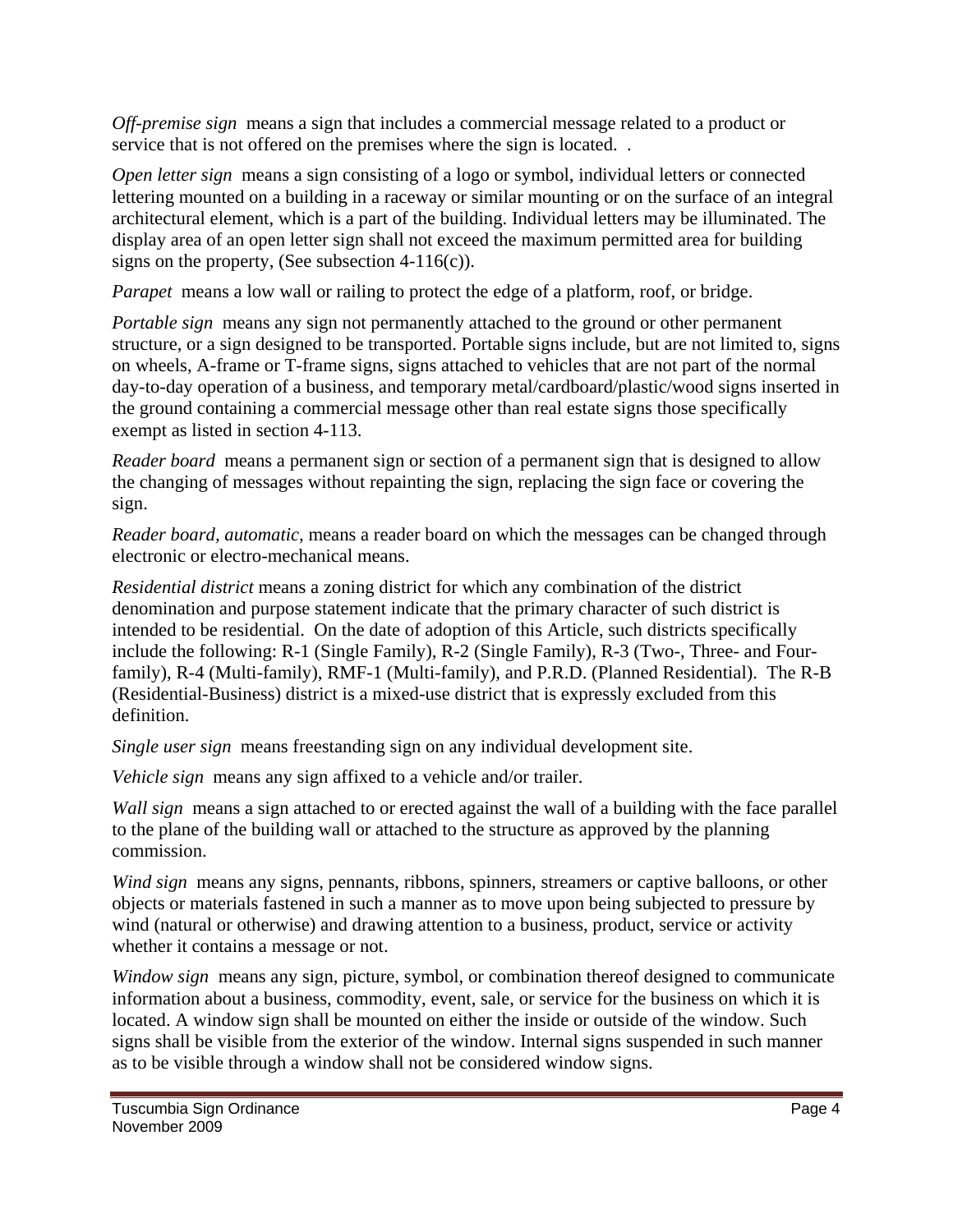*Off-premise sign* means a sign that includes a commercial message related to a product or service that is not offered on the premises where the sign is located. .

*Open letter sign* means a sign consisting of a logo or symbol, individual letters or connected lettering mounted on a building in a raceway or similar mounting or on the surface of an integral architectural element, which is a part of the building. Individual letters may be illuminated. The display area of an open letter sign shall not exceed the maximum permitted area for building signs on the property, (See subsection 4-116(c)).

*Parapet* means a low wall or railing to protect the edge of a platform, roof, or bridge.

*Portable sign* means any sign not permanently attached to the ground or other permanent structure, or a sign designed to be transported. Portable signs include, but are not limited to, signs on wheels, A-frame or T-frame signs, signs attached to vehicles that are not part of the normal day-to-day operation of a business, and temporary metal/cardboard/plastic/wood signs inserted in the ground containing a commercial message other than real estate signs those specifically exempt as listed in section 4-113.

*Reader board* means a permanent sign or section of a permanent sign that is designed to allow the changing of messages without repainting the sign, replacing the sign face or covering the sign.

*Reader board, automatic*, means a reader board on which the messages can be changed through electronic or electro-mechanical means.

*Residential district* means a zoning district for which any combination of the district denomination and purpose statement indicate that the primary character of such district is intended to be residential. On the date of adoption of this Article, such districts specifically include the following: R-1 (Single Family), R-2 (Single Family), R-3 (Two-, Three- and Four-family), R-4 (Multi-family), RMF-1 (Multi-family), and P.R.D. (Planned Residential). The R-B (Residential-Business) district is a mixed-use district that is expressly excluded from this definition.

*Single user sign* means freestanding sign on any individual development site.

*Vehicle sign* means any sign affixed to a vehicle and/or trailer.

*Wall sign* means a sign attached to or erected against the wall of a building with the face parallel to the plane of the building wall or attached to the structure as approved by the planning commission.

*Wind sign* means any signs, pennants, ribbons, spinners, streamers or captive balloons, or other objects or materials fastened in such a manner as to move upon being subjected to pressure by wind (natural or otherwise) and drawing attention to a business, product, service or activity whether it contains a message or not.

*Window sign* means any sign, picture, symbol, or combination thereof designed to communicate information about a business, commodity, event, sale, or service for the business on which it is located. A window sign shall be mounted on either the inside or outside of the window. Such signs shall be visible from the exterior of the window. Internal signs suspended in such manner as to be visible through a window shall not be considered window signs.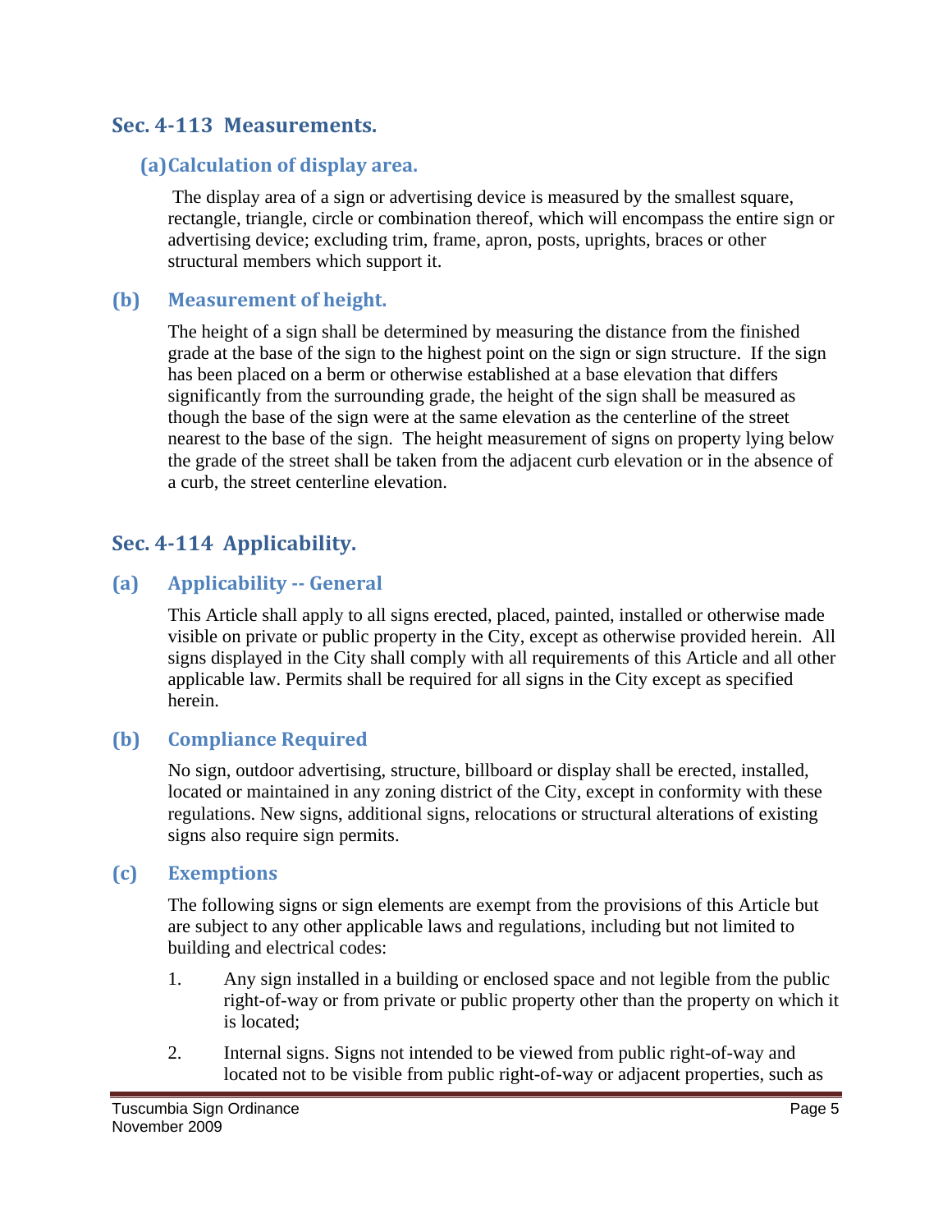## Sec. 4-113 Measurements.

### (a) Calculation of display area.

The display area of a sign or advertising device is measured by the smallest square, rectangle, triangle, circle or combination thereof, which will encompass the entire sign or advertising device; excluding trim, frame, apron, posts, uprights, braces or other structural members which support it.

### (b) Measurement of height.

The height of a sign shall be determined by measuring the distance from the finished grade at the base of the sign to the highest point on the sign or sign structure. If the sign has been placed on a berm or otherwise established at a base elevation that differs significantly from the surrounding grade, the height of the sign shall be measured as though the base of the sign were at the same elevation as the centerline of the street nearest to the base of the sign. The height measurement of signs on property lying below the grade of the street shall be taken from the adjacent curb elevation or in the absence of a curb, the street centerline elevation.

## Sec. 4-114 Applicability.

### (a) Applicability -- General

This Article shall apply to all signs erected, placed, painted, installed or otherwise made visible on private or public property in the City, except as otherwise provided herein. All signs displayed in the City shall comply with all requirements of this Article and all other applicable law. Permits shall be required for all signs in the City except as specified herein.

### (b) Compliance Required

No sign, outdoor advertising, structure, billboard or display shall be erected, installed, located or maintained in any zoning district of the City, except in conformity with these regulations. New signs, additional signs, relocations or structural alterations of existing signs also require sign permits.

### (c) Exemptions

The following signs or sign elements are exempt from the provisions of this Article but are subject to any other applicable laws and regulations, including but not limited to building and electrical codes:

1. Any sign installed in a building or enclosed space and not legible from the public right-of-way or from private or public property other than the property on which it is located;
2. Internal signs. Signs not intended to be viewed from public right-of-way and located not to be visible from public right-of-way or adjacent properties, such as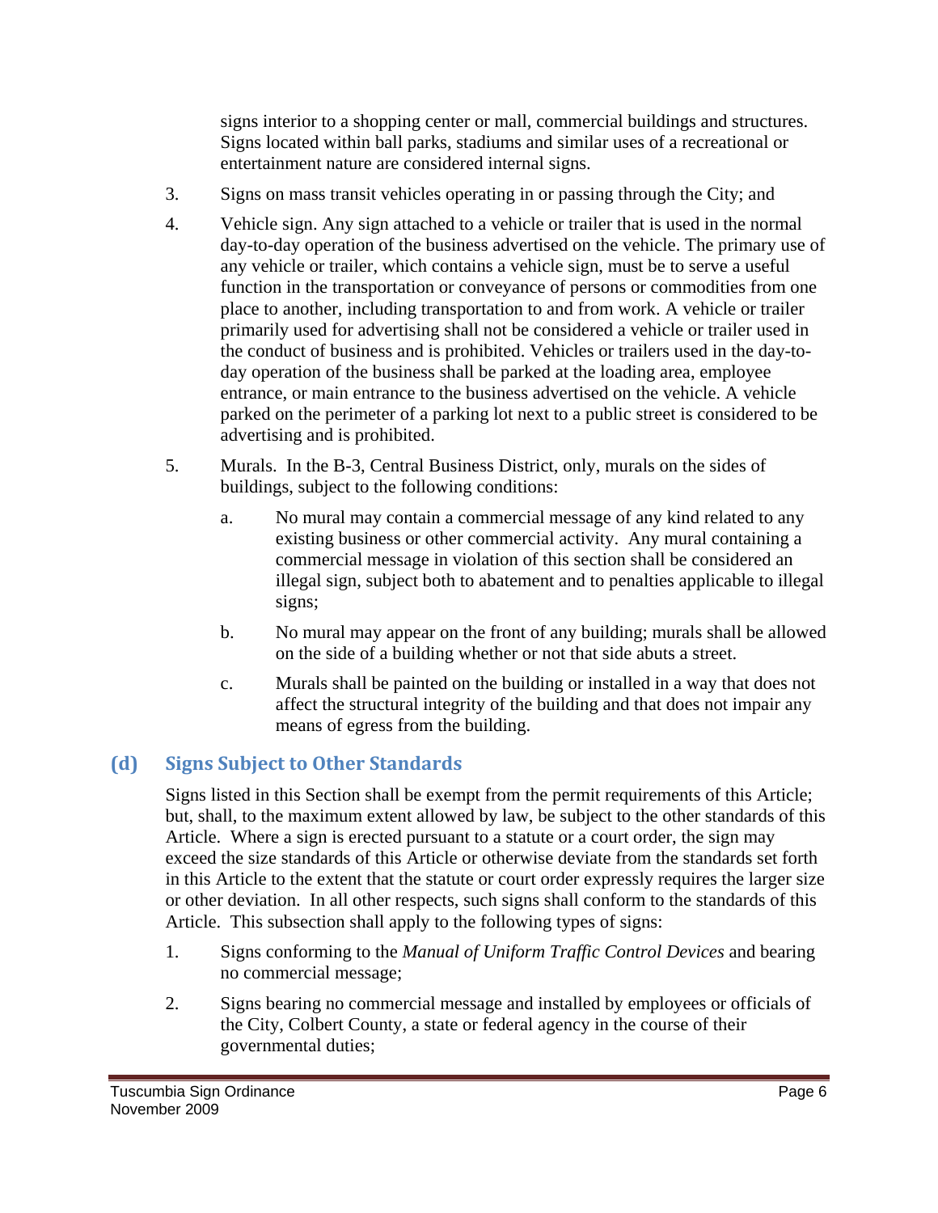signs interior to a shopping center or mall, commercial buildings and structures. Signs located within ball parks, stadiums and similar uses of a recreational or entertainment nature are considered internal signs.

3. Signs on mass transit vehicles operating in or passing through the City; and

4. Vehicle sign. Any sign attached to a vehicle or trailer that is used in the normal day-to-day operation of the business advertised on the vehicle. The primary use of any vehicle or trailer, which contains a vehicle sign, must be to serve a useful function in the transportation or conveyance of persons or commodities from one place to another, including transportation to and from work. A vehicle or trailer primarily used for advertising shall not be considered a vehicle or trailer used in the conduct of business and is prohibited. Vehicles or trailers used in the day-to-day operation of the business shall be parked at the loading area, employee entrance, or main entrance to the business advertised on the vehicle. A vehicle parked on the perimeter of a parking lot next to a public street is considered to be advertising and is prohibited.

5. Murals. In the B-3, Central Business District, only, murals on the sides of buildings, subject to the following conditions:

   a. No mural may contain a commercial message of any kind related to any existing business or other commercial activity. Any mural containing a commercial message in violation of this section shall be considered an illegal sign, subject both to abatement and to penalties applicable to illegal signs;

   b. No mural may appear on the front of any building; murals shall be allowed on the side of a building whether or not that side abuts a street.

   c. Murals shall be painted on the building or installed in a way that does not affect the structural integrity of the building and that does not impair any means of egress from the building.

## (d) Signs Subject to Other Standards

Signs listed in this Section shall be exempt from the permit requirements of this Article; but, shall, to the maximum extent allowed by law, be subject to the other standards of this Article. Where a sign is erected pursuant to a statute or a court order, the sign may exceed the size standards of this Article or otherwise deviate from the standards set forth in this Article to the extent that the statute or court order expressly requires the larger size or other deviation. In all other respects, such signs shall conform to the standards of this Article. This subsection shall apply to the following types of signs:

1. Signs conforming to the *Manual of Uniform Traffic Control Devices* and bearing no commercial message;

2. Signs bearing no commercial message and installed by employees or officials of the City, Colbert County, a state or federal agency in the course of their governmental duties;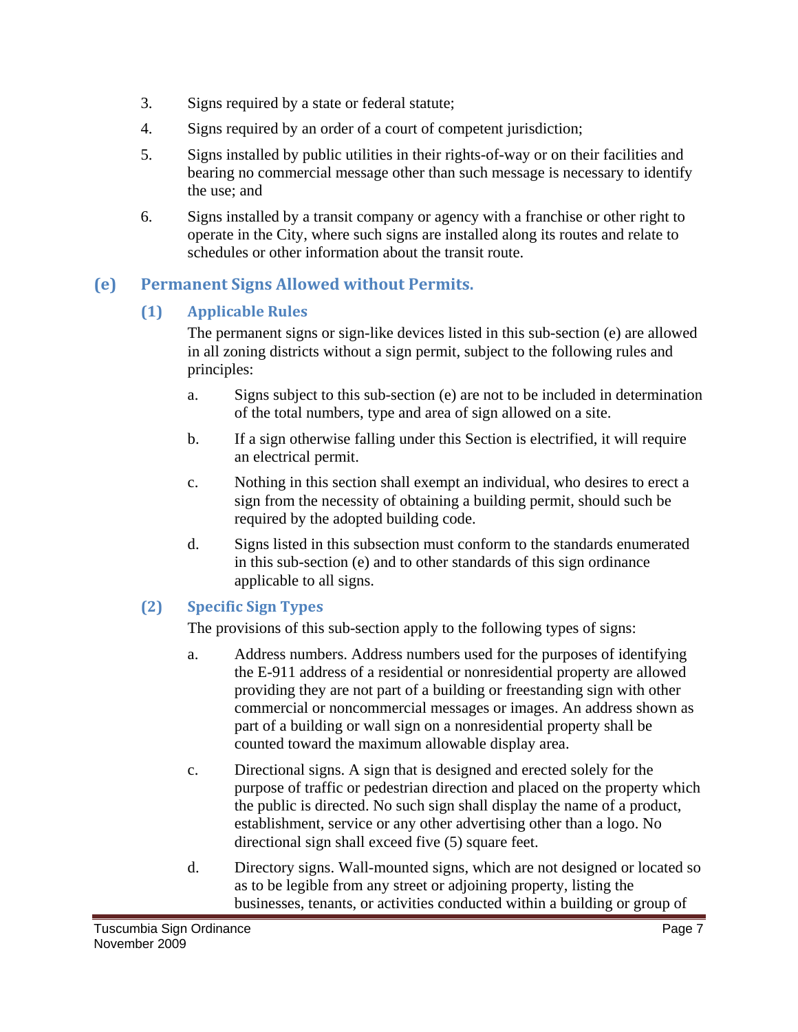3. Signs required by a state or federal statute;

4. Signs required by an order of a court of competent jurisdiction;

5. Signs installed by public utilities in their rights-of-way or on their facilities and bearing no commercial message other than such message is necessary to identify the use; and

6. Signs installed by a transit company or agency with a franchise or other right to operate in the City, where such signs are installed along its routes and relate to schedules or other information about the transit route.

## (e) Permanent Signs Allowed without Permits.

### (1) Applicable Rules

The permanent signs or sign-like devices listed in this sub-section (e) are allowed in all zoning districts without a sign permit, subject to the following rules and principles:

a. Signs subject to this sub-section (e) are not to be included in determination of the total numbers, type and area of sign allowed on a site.

b. If a sign otherwise falling under this Section is electrified, it will require an electrical permit.

c. Nothing in this section shall exempt an individual, who desires to erect a sign from the necessity of obtaining a building permit, should such be required by the adopted building code.

d. Signs listed in this subsection must conform to the standards enumerated in this sub-section (e) and to other standards of this sign ordinance applicable to all signs.

### (2) Specific Sign Types

The provisions of this sub-section apply to the following types of signs:

a. Address numbers. Address numbers used for the purposes of identifying the E-911 address of a residential or nonresidential property are allowed providing they are not part of a building or freestanding sign with other commercial or noncommercial messages or images. An address shown as part of a building or wall sign on a nonresidential property shall be counted toward the maximum allowable display area.

c. Directional signs. A sign that is designed and erected solely for the purpose of traffic or pedestrian direction and placed on the property which the public is directed. No such sign shall display the name of a product, establishment, service or any other advertising other than a logo. No directional sign shall exceed five (5) square feet.

d. Directory signs. Wall-mounted signs, which are not designed or located so as to be legible from any street or adjoining property, listing the businesses, tenants, or activities conducted within a building or group of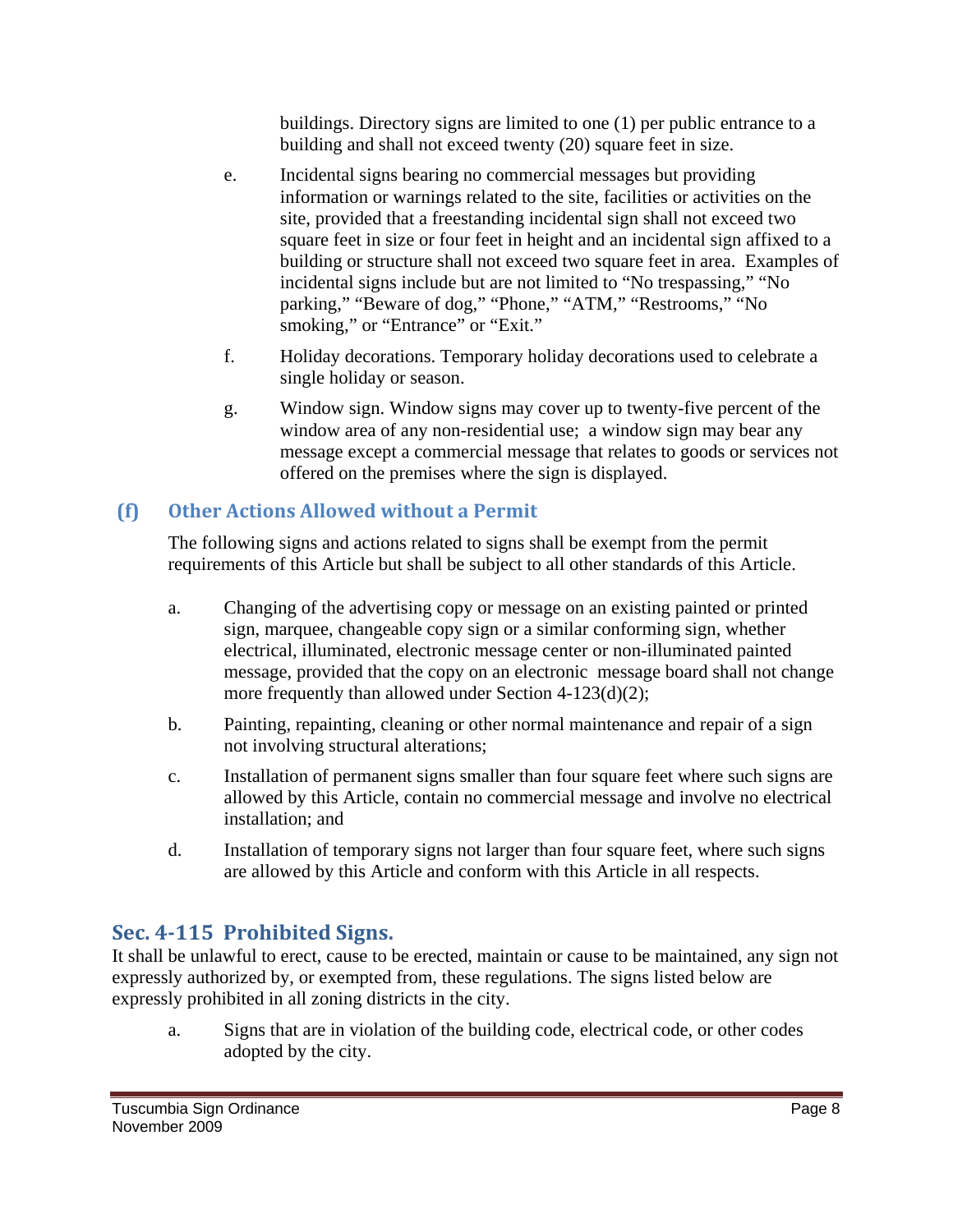buildings. Directory signs are limited to one (1) per public entrance to a building and shall not exceed twenty (20) square feet in size.

e. Incidental signs bearing no commercial messages but providing information or warnings related to the site, facilities or activities on the site, provided that a freestanding incidental sign shall not exceed two square feet in size or four feet in height and an incidental sign affixed to a building or structure shall not exceed two square feet in area. Examples of incidental signs include but are not limited to "No trespassing," "No parking," "Beware of dog," "Phone," "ATM," "Restrooms," "No smoking," or "Entrance" or "Exit."

f. Holiday decorations. Temporary holiday decorations used to celebrate a single holiday or season.

g. Window sign. Window signs may cover up to twenty-five percent of the window area of any non-residential use; a window sign may bear any message except a commercial message that relates to goods or services not offered on the premises where the sign is displayed.

### (f) Other Actions Allowed without a Permit

The following signs and actions related to signs shall be exempt from the permit requirements of this Article but shall be subject to all other standards of this Article.

a. Changing of the advertising copy or message on an existing painted or printed sign, marquee, changeable copy sign or a similar conforming sign, whether electrical, illuminated, electronic message center or non-illuminated painted message, provided that the copy on an electronic message board shall not change more frequently than allowed under Section 4-123(d)(2);

b. Painting, repainting, cleaning or other normal maintenance and repair of a sign not involving structural alterations;

c. Installation of permanent signs smaller than four square feet where such signs are allowed by this Article, contain no commercial message and involve no electrical installation; and

d. Installation of temporary signs not larger than four square feet, where such signs are allowed by this Article and conform with this Article in all respects.

## Sec. 4-115 Prohibited Signs.

It shall be unlawful to erect, cause to be erected, maintain or cause to be maintained, any sign not expressly authorized by, or exempted from, these regulations. The signs listed below are expressly prohibited in all zoning districts in the city.

a. Signs that are in violation of the building code, electrical code, or other codes adopted by the city.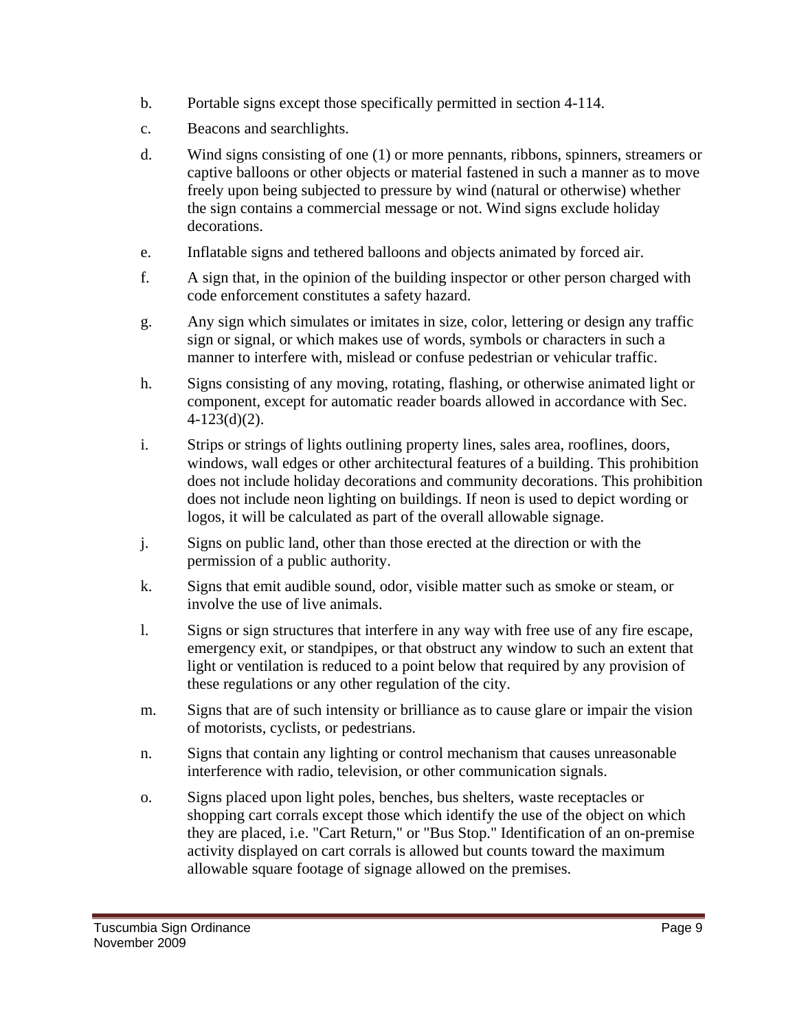b. Portable signs except those specifically permitted in section 4-114.

c. Beacons and searchlights.

d. Wind signs consisting of one (1) or more pennants, ribbons, spinners, streamers or captive balloons or other objects or material fastened in such a manner as to move freely upon being subjected to pressure by wind (natural or otherwise) whether the sign contains a commercial message or not. Wind signs exclude holiday decorations.

e. Inflatable signs and tethered balloons and objects animated by forced air.

f. A sign that, in the opinion of the building inspector or other person charged with code enforcement constitutes a safety hazard.

g. Any sign which simulates or imitates in size, color, lettering or design any traffic sign or signal, or which makes use of words, symbols or characters in such a manner to interfere with, mislead or confuse pedestrian or vehicular traffic.

h. Signs consisting of any moving, rotating, flashing, or otherwise animated light or component, except for automatic reader boards allowed in accordance with Sec. 4-123(d)(2).

i. Strips or strings of lights outlining property lines, sales area, rooflines, doors, windows, wall edges or other architectural features of a building. This prohibition does not include holiday decorations and community decorations. This prohibition does not include neon lighting on buildings. If neon is used to depict wording or logos, it will be calculated as part of the overall allowable signage.

j. Signs on public land, other than those erected at the direction or with the permission of a public authority.

k. Signs that emit audible sound, odor, visible matter such as smoke or steam, or involve the use of live animals.

l. Signs or sign structures that interfere in any way with free use of any fire escape, emergency exit, or standpipes, or that obstruct any window to such an extent that light or ventilation is reduced to a point below that required by any provision of these regulations or any other regulation of the city.

m. Signs that are of such intensity or brilliance as to cause glare or impair the vision of motorists, cyclists, or pedestrians.

n. Signs that contain any lighting or control mechanism that causes unreasonable interference with radio, television, or other communication signals.

o. Signs placed upon light poles, benches, bus shelters, waste receptacles or shopping cart corrals except those which identify the use of the object on which they are placed, i.e. "Cart Return," or "Bus Stop." Identification of an on-premise activity displayed on cart corrals is allowed but counts toward the maximum allowable square footage of signage allowed on the premises.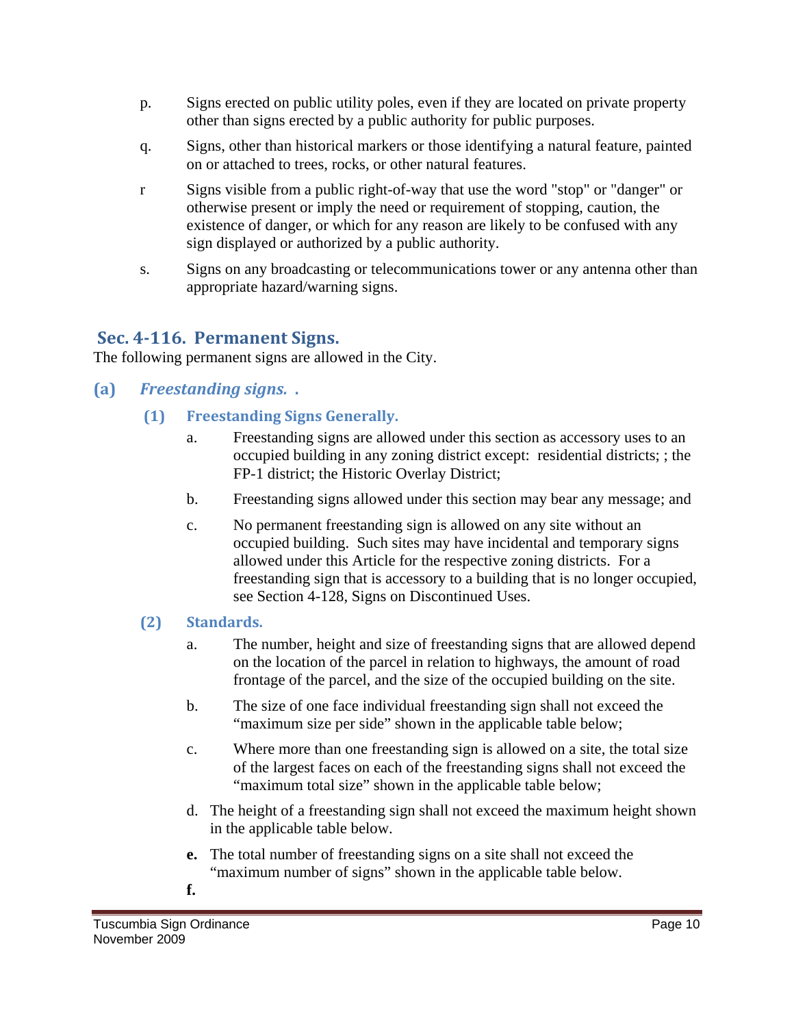p. Signs erected on public utility poles, even if they are located on private property other than signs erected by a public authority for public purposes.

q. Signs, other than historical markers or those identifying a natural feature, painted on or attached to trees, rocks, or other natural features.

r Signs visible from a public right-of-way that use the word "stop" or "danger" or otherwise present or imply the need or requirement of stopping, caution, the existence of danger, or which for any reason are likely to be confused with any sign displayed or authorized by a public authority.

s. Signs on any broadcasting or telecommunications tower or any antenna other than appropriate hazard/warning signs.

## Sec. 4-116. Permanent Signs.

The following permanent signs are allowed in the City.

### (a) *Freestanding signs. .*

#### (1) Freestanding Signs Generally.

a. Freestanding signs are allowed under this section as accessory uses to an occupied building in any zoning district except: residential districts; ; the FP-1 district; the Historic Overlay District;

b. Freestanding signs allowed under this section may bear any message; and

c. No permanent freestanding sign is allowed on any site without an occupied building. Such sites may have incidental and temporary signs allowed under this Article for the respective zoning districts. For a freestanding sign that is accessory to a building that is no longer occupied, see Section 4-128, Signs on Discontinued Uses.

#### (2) Standards.

a. The number, height and size of freestanding signs that are allowed depend on the location of the parcel in relation to highways, the amount of road frontage of the parcel, and the size of the occupied building on the site.

b. The size of one face individual freestanding sign shall not exceed the "maximum size per side" shown in the applicable table below;

c. Where more than one freestanding sign is allowed on a site, the total size of the largest faces on each of the freestanding signs shall not exceed the "maximum total size" shown in the applicable table below;

d. The height of a freestanding sign shall not exceed the maximum height shown in the applicable table below.

**e.** The total number of freestanding signs on a site shall not exceed the "maximum number of signs" shown in the applicable table below.

**f.**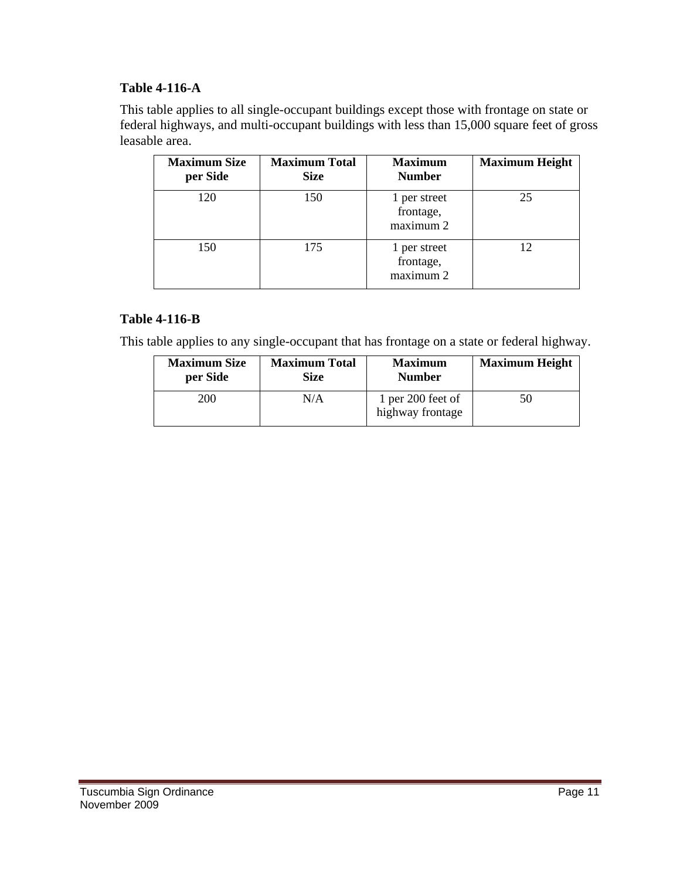**Table 4-116-A**

This table applies to all single-occupant buildings except those with frontage on state or federal highways, and multi-occupant buildings with less than 15,000 square feet of gross leasable area.

| Maximum Size per Side | Maximum Total Size | Maximum Number | Maximum Height |
|---|---|---|---|
| 120 | 150 | 1 per street frontage, maximum 2 | 25 |
| 150 | 175 | 1 per street frontage, maximum 2 | 12 |

**Table 4-116-B**

This table applies to any single-occupant that has frontage on a state or federal highway.

| Maximum Size per Side | Maximum Total Size | Maximum Number | Maximum Height |
|---|---|---|---|
| 200 | N/A | 1 per 200 feet of highway frontage | 50 |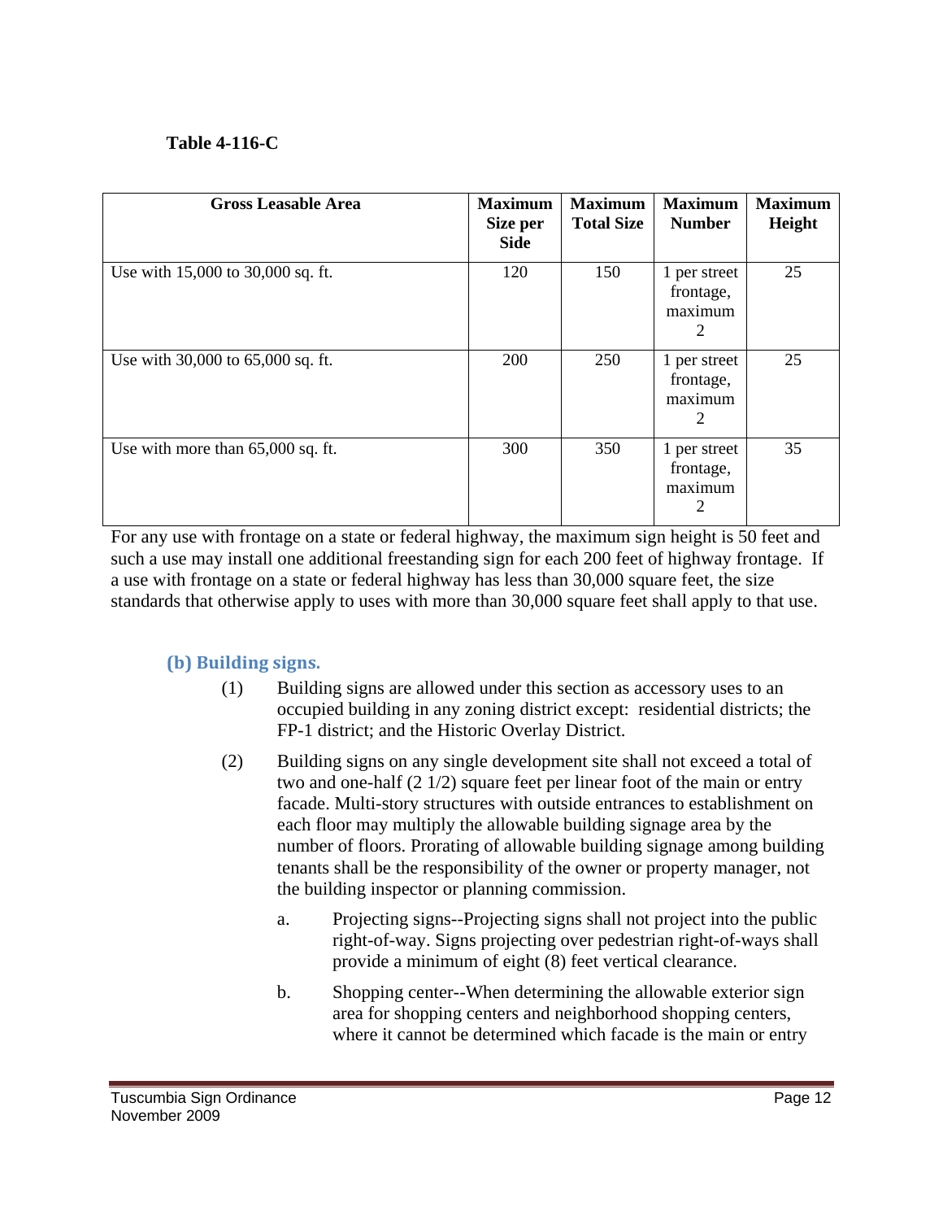**Table 4-116-C**

| Gross Leasable Area | Maximum Size per Side | Maximum Total Size | Maximum Number | Maximum Height |
|---|---|---|---|---|
| Use with 15,000 to 30,000 sq. ft. | 120 | 150 | 1 per street frontage, maximum 2 | 25 |
| Use with 30,000 to 65,000 sq. ft. | 200 | 250 | 1 per street frontage, maximum 2 | 25 |
| Use with more than 65,000 sq. ft. | 300 | 350 | 1 per street frontage, maximum 2 | 35 |

For any use with frontage on a state or federal highway, the maximum sign height is 50 feet and such a use may install one additional freestanding sign for each 200 feet of highway frontage. If a use with frontage on a state or federal highway has less than 30,000 square feet, the size standards that otherwise apply to uses with more than 30,000 square feet shall apply to that use.

### (b) Building signs.

(1) Building signs are allowed under this section as accessory uses to an occupied building in any zoning district except: residential districts; the FP-1 district; and the Historic Overlay District.

(2) Building signs on any single development site shall not exceed a total of two and one-half (2 1/2) square feet per linear foot of the main or entry facade. Multi-story structures with outside entrances to establishment on each floor may multiply the allowable building signage area by the number of floors. Prorating of allowable building signage among building tenants shall be the responsibility of the owner or property manager, not the building inspector or planning commission.

a. Projecting signs--Projecting signs shall not project into the public right-of-way. Signs projecting over pedestrian right-of-ways shall provide a minimum of eight (8) feet vertical clearance.

b. Shopping center--When determining the allowable exterior sign area for shopping centers and neighborhood shopping centers, where it cannot be determined which facade is the main or entry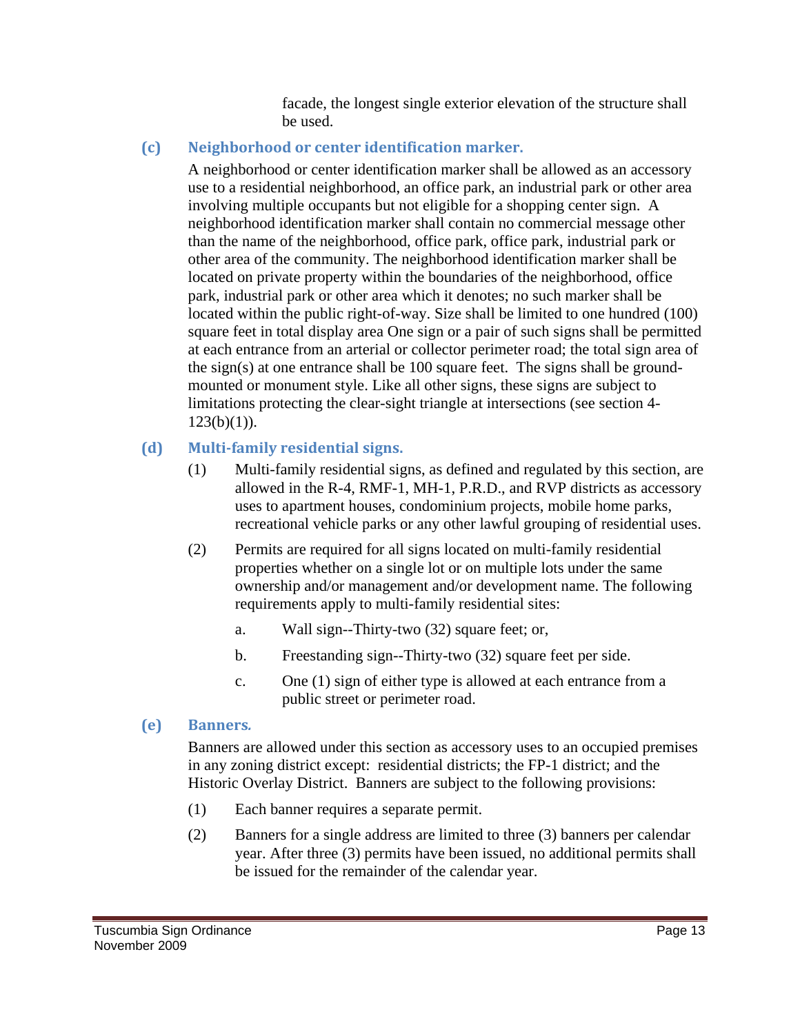facade, the longest single exterior elevation of the structure shall be used.

### (c) Neighborhood or center identification marker.

A neighborhood or center identification marker shall be allowed as an accessory use to a residential neighborhood, an office park, an industrial park or other area involving multiple occupants but not eligible for a shopping center sign. A neighborhood identification marker shall contain no commercial message other than the name of the neighborhood, office park, office park, industrial park or other area of the community. The neighborhood identification marker shall be located on private property within the boundaries of the neighborhood, office park, industrial park or other area which it denotes; no such marker shall be located within the public right-of-way. Size shall be limited to one hundred (100) square feet in total display area One sign or a pair of such signs shall be permitted at each entrance from an arterial or collector perimeter road; the total sign area of the sign(s) at one entrance shall be 100 square feet. The signs shall be ground-mounted or monument style. Like all other signs, these signs are subject to limitations protecting the clear-sight triangle at intersections (see section 4-123(b)(1)).

### (d) Multi-family residential signs.

(1) Multi-family residential signs, as defined and regulated by this section, are allowed in the R-4, RMF-1, MH-1, P.R.D., and RVP districts as accessory uses to apartment houses, condominium projects, mobile home parks, recreational vehicle parks or any other lawful grouping of residential uses.

(2) Permits are required for all signs located on multi-family residential properties whether on a single lot or on multiple lots under the same ownership and/or management and/or development name. The following requirements apply to multi-family residential sites:

a. Wall sign--Thirty-two (32) square feet; or,

b. Freestanding sign--Thirty-two (32) square feet per side.

c. One (1) sign of either type is allowed at each entrance from a public street or perimeter road.

### (e) Banners.

Banners are allowed under this section as accessory uses to an occupied premises in any zoning district except: residential districts; the FP-1 district; and the Historic Overlay District. Banners are subject to the following provisions:

(1) Each banner requires a separate permit.

(2) Banners for a single address are limited to three (3) banners per calendar year. After three (3) permits have been issued, no additional permits shall be issued for the remainder of the calendar year.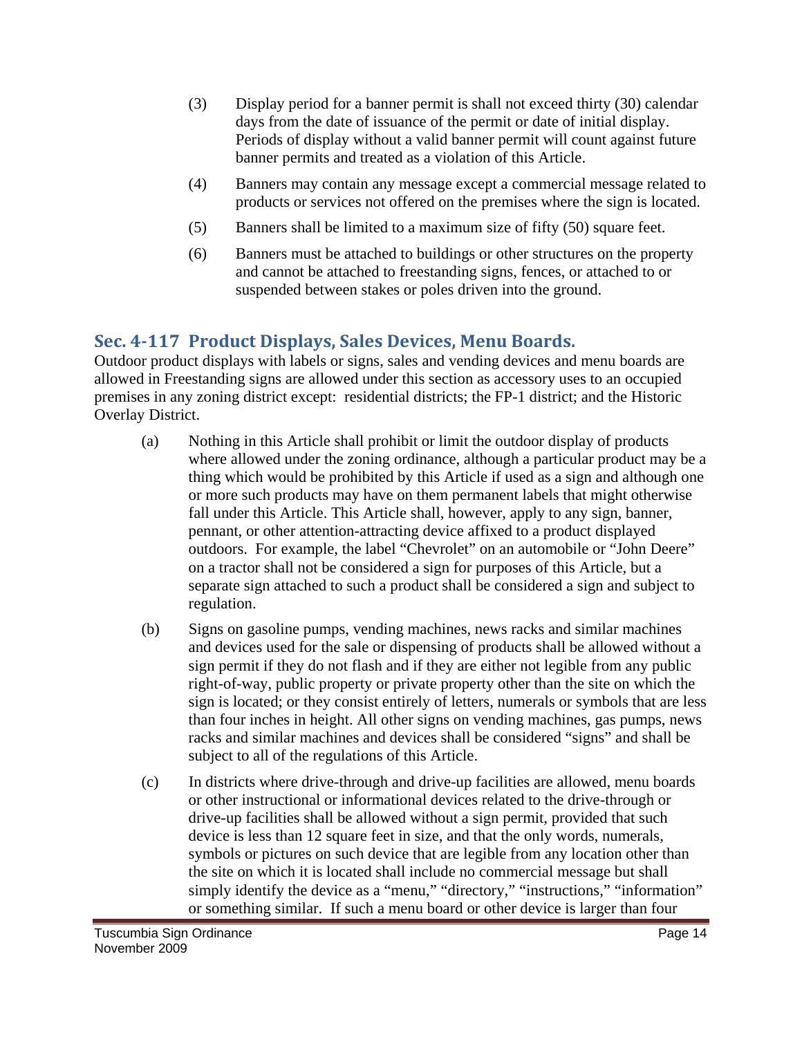(3) Display period for a banner permit is shall not exceed thirty (30) calendar days from the date of issuance of the permit or date of initial display. Periods of display without a valid banner permit will count against future banner permits and treated as a violation of this Article.

(4) Banners may contain any message except a commercial message related to products or services not offered on the premises where the sign is located.

(5) Banners shall be limited to a maximum size of fifty (50) square feet.

(6) Banners must be attached to buildings or other structures on the property and cannot be attached to freestanding signs, fences, or attached to or suspended between stakes or poles driven into the ground.

## Sec. 4-117 Product Displays, Sales Devices, Menu Boards.

Outdoor product displays with labels or signs, sales and vending devices and menu boards are allowed in Freestanding signs are allowed under this section as accessory uses to an occupied premises in any zoning district except: residential districts; the FP-1 district; and the Historic Overlay District.

(a) Nothing in this Article shall prohibit or limit the outdoor display of products where allowed under the zoning ordinance, although a particular product may be a thing which would be prohibited by this Article if used as a sign and although one or more such products may have on them permanent labels that might otherwise fall under this Article. This Article shall, however, apply to any sign, banner, pennant, or other attention-attracting device affixed to a product displayed outdoors. For example, the label "Chevrolet" on an automobile or "John Deere" on a tractor shall not be considered a sign for purposes of this Article, but a separate sign attached to such a product shall be considered a sign and subject to regulation.

(b) Signs on gasoline pumps, vending machines, news racks and similar machines and devices used for the sale or dispensing of products shall be allowed without a sign permit if they do not flash and if they are either not legible from any public right-of-way, public property or private property other than the site on which the sign is located; or they consist entirely of letters, numerals or symbols that are less than four inches in height. All other signs on vending machines, gas pumps, news racks and similar machines and devices shall be considered "signs" and shall be subject to all of the regulations of this Article.

(c) In districts where drive-through and drive-up facilities are allowed, menu boards or other instructional or informational devices related to the drive-through or drive-up facilities shall be allowed without a sign permit, provided that such device is less than 12 square feet in size, and that the only words, numerals, symbols or pictures on such device that are legible from any location other than the site on which it is located shall include no commercial message but shall simply identify the device as a "menu," "directory," "instructions," "information" or something similar. If such a menu board or other device is larger than four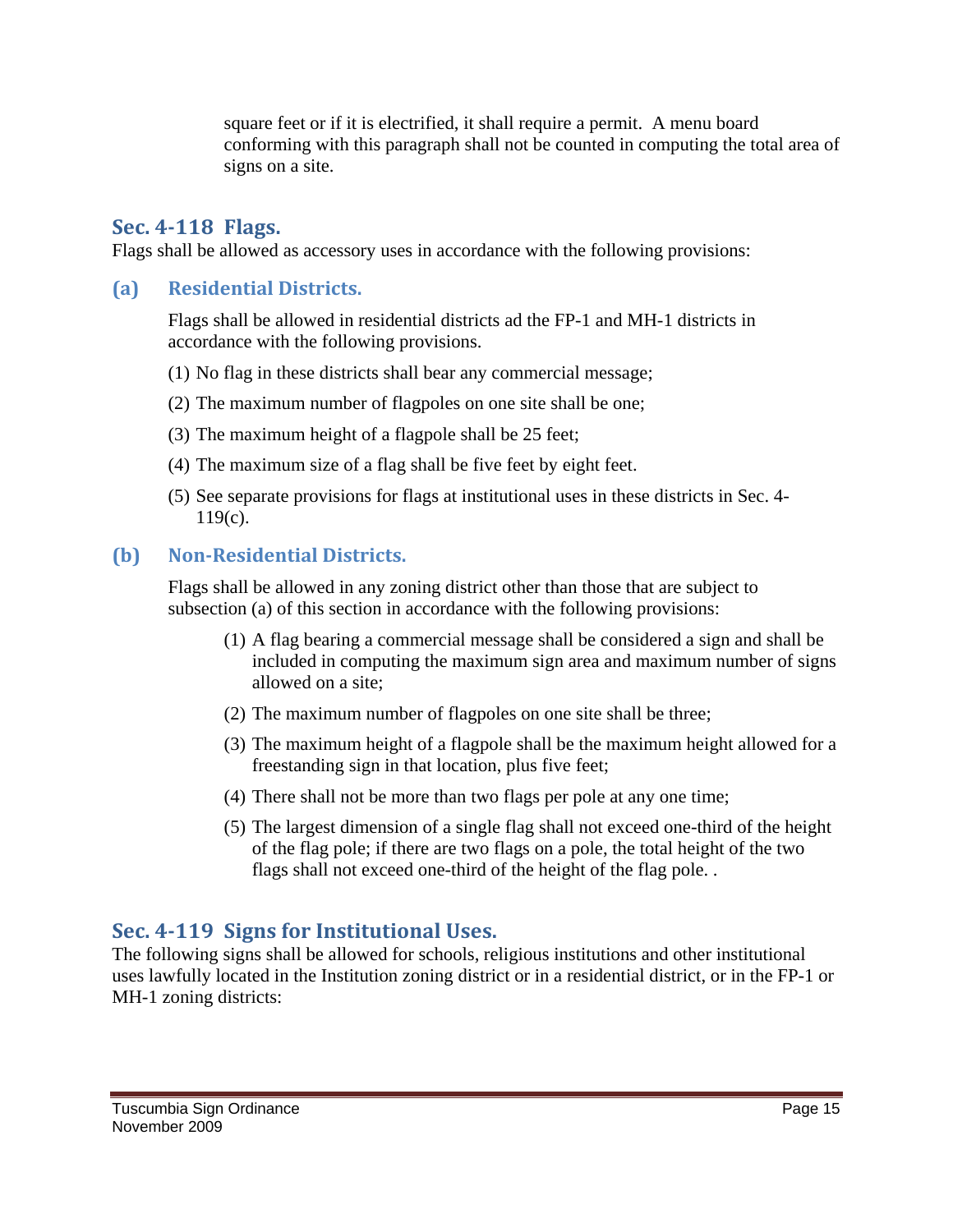square feet or if it is electrified, it shall require a permit. A menu board conforming with this paragraph shall not be counted in computing the total area of signs on a site.

## Sec. 4-118 Flags.

Flags shall be allowed as accessory uses in accordance with the following provisions:

### (a) Residential Districts.

Flags shall be allowed in residential districts ad the FP-1 and MH-1 districts in accordance with the following provisions.

(1) No flag in these districts shall bear any commercial message;

(2) The maximum number of flagpoles on one site shall be one;

(3) The maximum height of a flagpole shall be 25 feet;

(4) The maximum size of a flag shall be five feet by eight feet.

(5) See separate provisions for flags at institutional uses in these districts in Sec. 4-119(c).

### (b) Non-Residential Districts.

Flags shall be allowed in any zoning district other than those that are subject to subsection (a) of this section in accordance with the following provisions:

(1) A flag bearing a commercial message shall be considered a sign and shall be included in computing the maximum sign area and maximum number of signs allowed on a site;

(2) The maximum number of flagpoles on one site shall be three;

(3) The maximum height of a flagpole shall be the maximum height allowed for a freestanding sign in that location, plus five feet;

(4) There shall not be more than two flags per pole at any one time;

(5) The largest dimension of a single flag shall not exceed one-third of the height of the flag pole; if there are two flags on a pole, the total height of the two flags shall not exceed one-third of the height of the flag pole. .

## Sec. 4-119 Signs for Institutional Uses.

The following signs shall be allowed for schools, religious institutions and other institutional uses lawfully located in the Institution zoning district or in a residential district, or in the FP-1 or MH-1 zoning districts: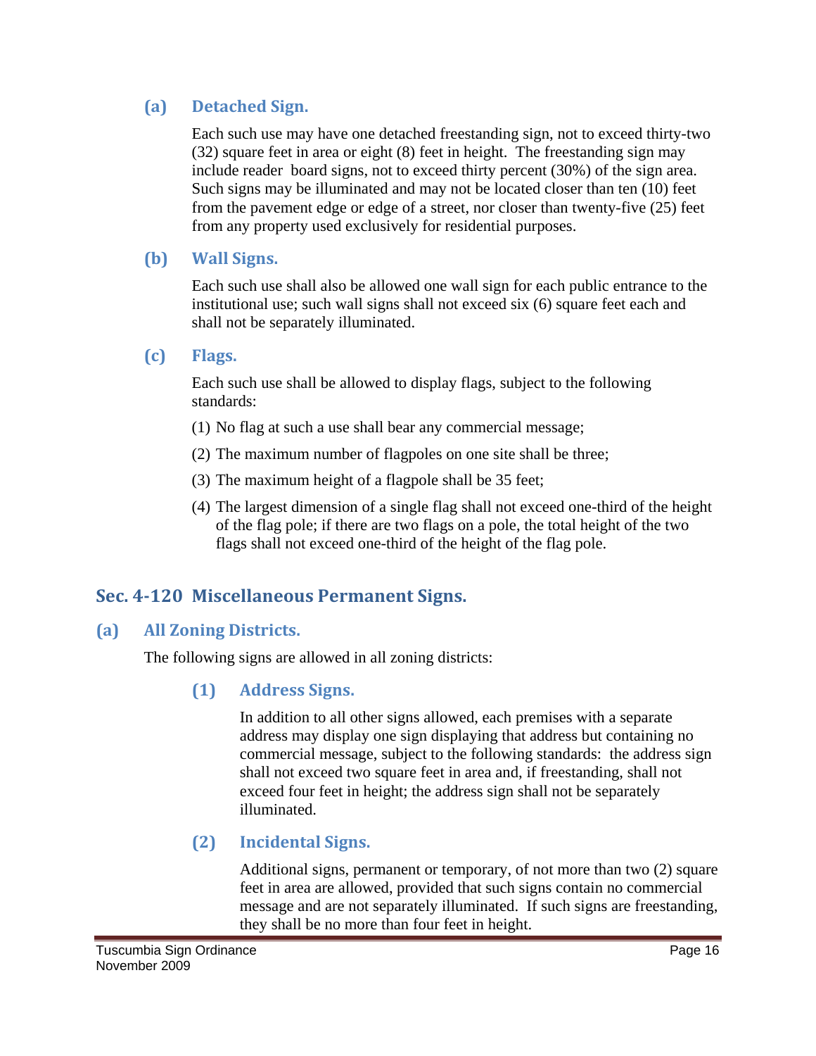### (a) Detached Sign.

Each such use may have one detached freestanding sign, not to exceed thirty-two (32) square feet in area or eight (8) feet in height. The freestanding sign may include reader board signs, not to exceed thirty percent (30%) of the sign area. Such signs may be illuminated and may not be located closer than ten (10) feet from the pavement edge or edge of a street, nor closer than twenty-five (25) feet from any property used exclusively for residential purposes.

### (b) Wall Signs.

Each such use shall also be allowed one wall sign for each public entrance to the institutional use; such wall signs shall not exceed six (6) square feet each and shall not be separately illuminated.

### (c) Flags.

Each such use shall be allowed to display flags, subject to the following standards:

(1) No flag at such a use shall bear any commercial message;

(2) The maximum number of flagpoles on one site shall be three;

(3) The maximum height of a flagpole shall be 35 feet;

(4) The largest dimension of a single flag shall not exceed one-third of the height of the flag pole; if there are two flags on a pole, the total height of the two flags shall not exceed one-third of the height of the flag pole.

## Sec. 4-120 Miscellaneous Permanent Signs.

### (a) All Zoning Districts.

The following signs are allowed in all zoning districts:

#### (1) Address Signs.

In addition to all other signs allowed, each premises with a separate address may display one sign displaying that address but containing no commercial message, subject to the following standards: the address sign shall not exceed two square feet in area and, if freestanding, shall not exceed four feet in height; the address sign shall not be separately illuminated.

#### (2) Incidental Signs.

Additional signs, permanent or temporary, of not more than two (2) square feet in area are allowed, provided that such signs contain no commercial message and are not separately illuminated. If such signs are freestanding, they shall be no more than four feet in height.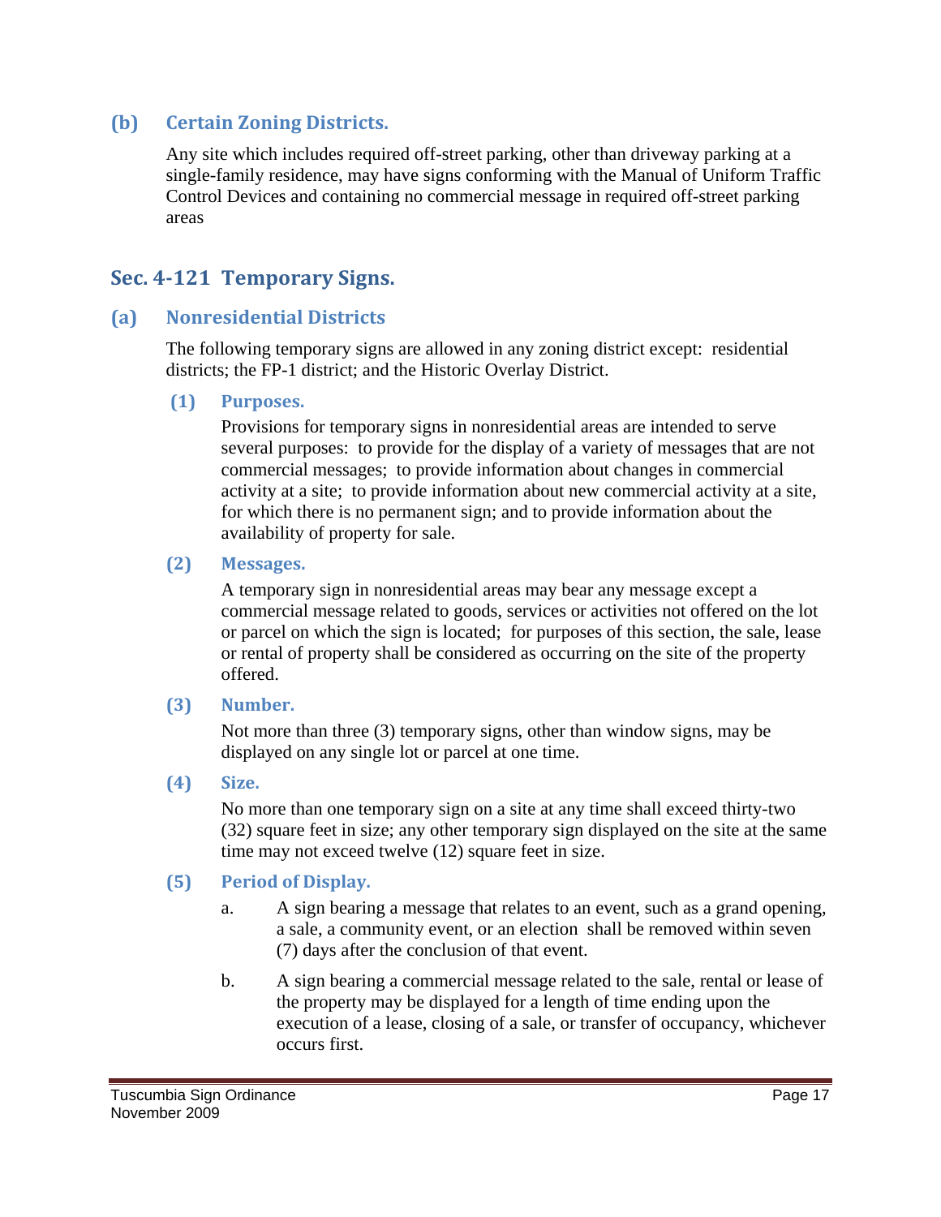### (b) Certain Zoning Districts.

Any site which includes required off-street parking, other than driveway parking at a single-family residence, may have signs conforming with the Manual of Uniform Traffic Control Devices and containing no commercial message in required off-street parking areas

## Sec. 4-121 Temporary Signs.

### (a) Nonresidential Districts

The following temporary signs are allowed in any zoning district except: residential districts; the FP-1 district; and the Historic Overlay District.

#### (1) Purposes.

Provisions for temporary signs in nonresidential areas are intended to serve several purposes: to provide for the display of a variety of messages that are not commercial messages; to provide information about changes in commercial activity at a site; to provide information about new commercial activity at a site, for which there is no permanent sign; and to provide information about the availability of property for sale.

#### (2) Messages.

A temporary sign in nonresidential areas may bear any message except a commercial message related to goods, services or activities not offered on the lot or parcel on which the sign is located; for purposes of this section, the sale, lease or rental of property shall be considered as occurring on the site of the property offered.

#### (3) Number.

Not more than three (3) temporary signs, other than window signs, may be displayed on any single lot or parcel at one time.

#### (4) Size.

No more than one temporary sign on a site at any time shall exceed thirty-two (32) square feet in size; any other temporary sign displayed on the site at the same time may not exceed twelve (12) square feet in size.

#### (5) Period of Display.

a. A sign bearing a message that relates to an event, such as a grand opening, a sale, a community event, or an election shall be removed within seven (7) days after the conclusion of that event.

b. A sign bearing a commercial message related to the sale, rental or lease of the property may be displayed for a length of time ending upon the execution of a lease, closing of a sale, or transfer of occupancy, whichever occurs first.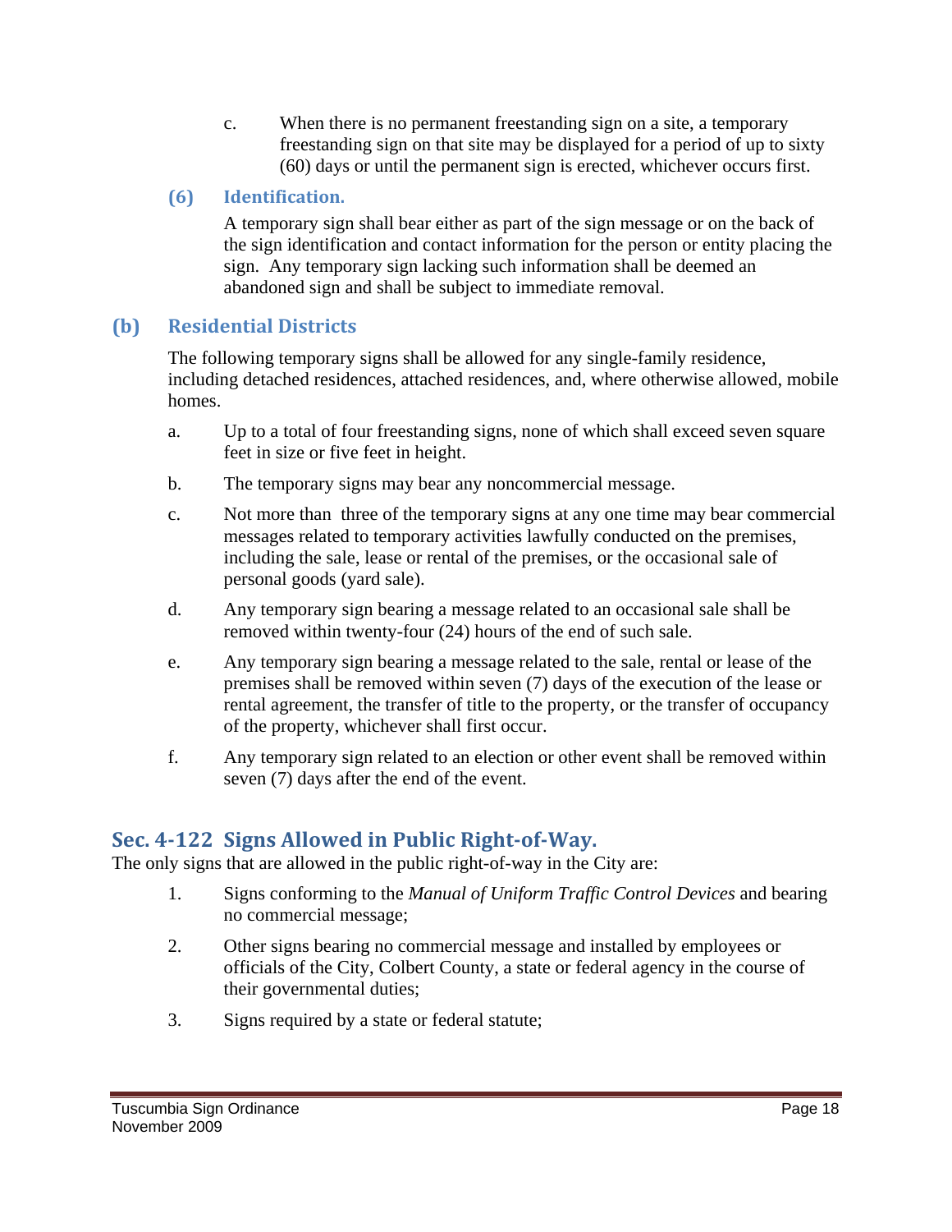c. When there is no permanent freestanding sign on a site, a temporary freestanding sign on that site may be displayed for a period of up to sixty (60) days or until the permanent sign is erected, whichever occurs first.

### (6) Identification.

A temporary sign shall bear either as part of the sign message or on the back of the sign identification and contact information for the person or entity placing the sign. Any temporary sign lacking such information shall be deemed an abandoned sign and shall be subject to immediate removal.

### (b) Residential Districts

The following temporary signs shall be allowed for any single-family residence, including detached residences, attached residences, and, where otherwise allowed, mobile homes.

a. Up to a total of four freestanding signs, none of which shall exceed seven square feet in size or five feet in height.

b. The temporary signs may bear any noncommercial message.

c. Not more than three of the temporary signs at any one time may bear commercial messages related to temporary activities lawfully conducted on the premises, including the sale, lease or rental of the premises, or the occasional sale of personal goods (yard sale).

d. Any temporary sign bearing a message related to an occasional sale shall be removed within twenty-four (24) hours of the end of such sale.

e. Any temporary sign bearing a message related to the sale, rental or lease of the premises shall be removed within seven (7) days of the execution of the lease or rental agreement, the transfer of title to the property, or the transfer of occupancy of the property, whichever shall first occur.

f. Any temporary sign related to an election or other event shall be removed within seven (7) days after the end of the event.

## Sec. 4-122 Signs Allowed in Public Right-of-Way.

The only signs that are allowed in the public right-of-way in the City are:

1. Signs conforming to the *Manual of Uniform Traffic Control Devices* and bearing no commercial message;
2. Other signs bearing no commercial message and installed by employees or officials of the City, Colbert County, a state or federal agency in the course of their governmental duties;
3. Signs required by a state or federal statute;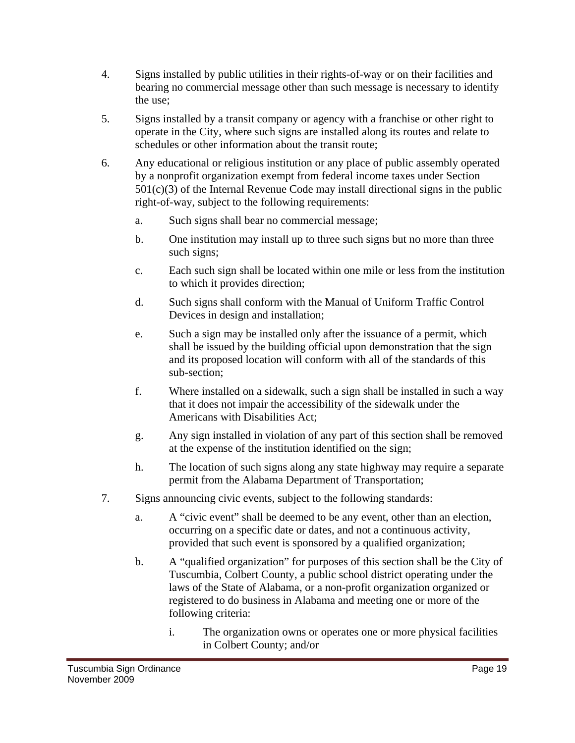4. Signs installed by public utilities in their rights-of-way or on their facilities and bearing no commercial message other than such message is necessary to identify the use;

5. Signs installed by a transit company or agency with a franchise or other right to operate in the City, where such signs are installed along its routes and relate to schedules or other information about the transit route;

6. Any educational or religious institution or any place of public assembly operated by a nonprofit organization exempt from federal income taxes under Section 501(c)(3) of the Internal Revenue Code may install directional signs in the public right-of-way, subject to the following requirements:

   a. Such signs shall bear no commercial message;

   b. One institution may install up to three such signs but no more than three such signs;

   c. Each such sign shall be located within one mile or less from the institution to which it provides direction;

   d. Such signs shall conform with the Manual of Uniform Traffic Control Devices in design and installation;

   e. Such a sign may be installed only after the issuance of a permit, which shall be issued by the building official upon demonstration that the sign and its proposed location will conform with all of the standards of this sub-section;

   f. Where installed on a sidewalk, such a sign shall be installed in such a way that it does not impair the accessibility of the sidewalk under the Americans with Disabilities Act;

   g. Any sign installed in violation of any part of this section shall be removed at the expense of the institution identified on the sign;

   h. The location of such signs along any state highway may require a separate permit from the Alabama Department of Transportation;

7. Signs announcing civic events, subject to the following standards:

   a. A "civic event" shall be deemed to be any event, other than an election, occurring on a specific date or dates, and not a continuous activity, provided that such event is sponsored by a qualified organization;

   b. A "qualified organization" for purposes of this section shall be the City of Tuscumbia, Colbert County, a public school district operating under the laws of the State of Alabama, or a non-profit organization organized or registered to do business in Alabama and meeting one or more of the following criteria:

      i. The organization owns or operates one or more physical facilities in Colbert County; and/or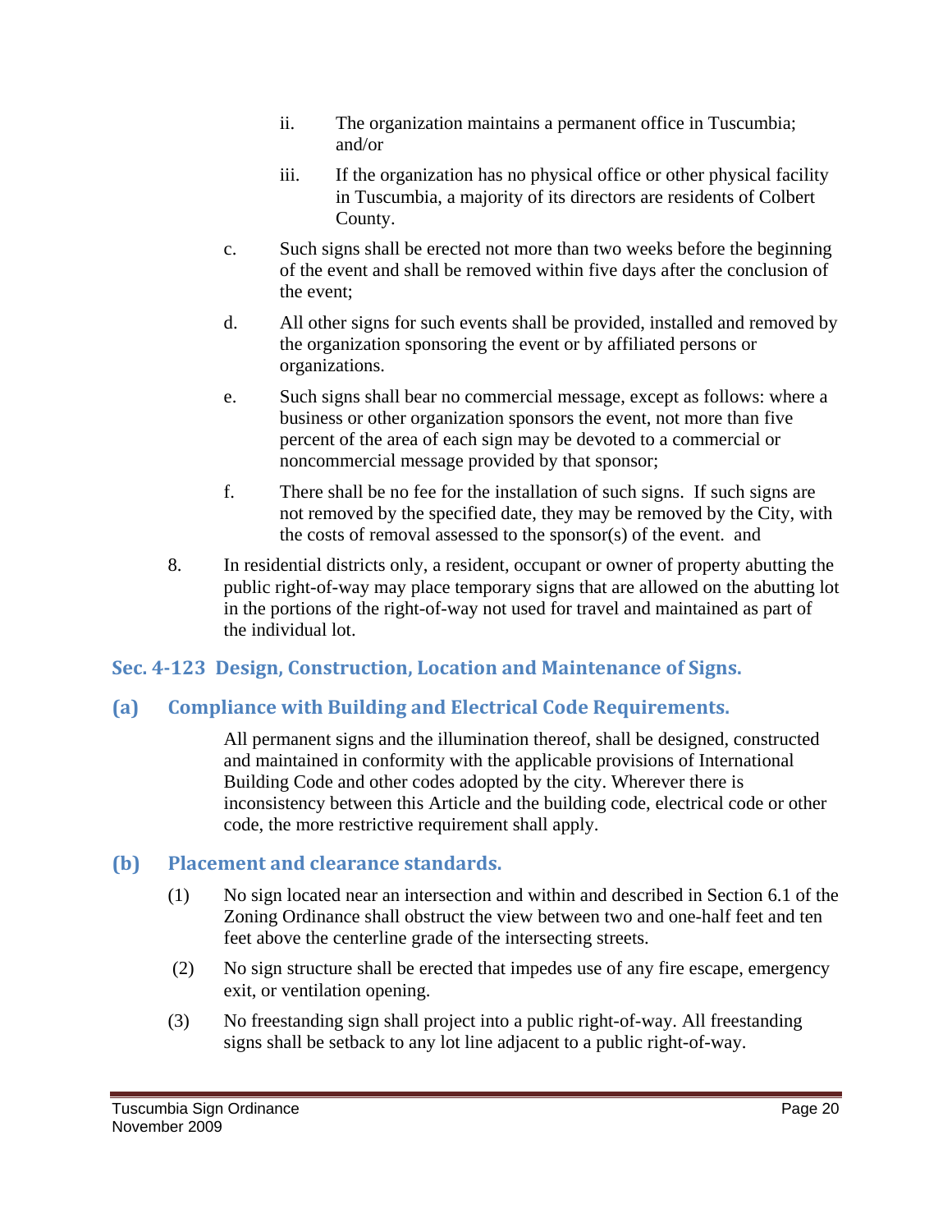ii. The organization maintains a permanent office in Tuscumbia; and/or

iii. If the organization has no physical office or other physical facility in Tuscumbia, a majority of its directors are residents of Colbert County.

c. Such signs shall be erected not more than two weeks before the beginning of the event and shall be removed within five days after the conclusion of the event;

d. All other signs for such events shall be provided, installed and removed by the organization sponsoring the event or by affiliated persons or organizations.

e. Such signs shall bear no commercial message, except as follows: where a business or other organization sponsors the event, not more than five percent of the area of each sign may be devoted to a commercial or noncommercial message provided by that sponsor;

f. There shall be no fee for the installation of such signs. If such signs are not removed by the specified date, they may be removed by the City, with the costs of removal assessed to the sponsor(s) of the event. and

8. In residential districts only, a resident, occupant or owner of property abutting the public right-of-way may place temporary signs that are allowed on the abutting lot in the portions of the right-of-way not used for travel and maintained as part of the individual lot.

## Sec. 4-123 Design, Construction, Location and Maintenance of Signs.

### (a) Compliance with Building and Electrical Code Requirements.

All permanent signs and the illumination thereof, shall be designed, constructed and maintained in conformity with the applicable provisions of International Building Code and other codes adopted by the city. Wherever there is inconsistency between this Article and the building code, electrical code or other code, the more restrictive requirement shall apply.

### (b) Placement and clearance standards.

(1) No sign located near an intersection and within and described in Section 6.1 of the Zoning Ordinance shall obstruct the view between two and one-half feet and ten feet above the centerline grade of the intersecting streets.

(2) No sign structure shall be erected that impedes use of any fire escape, emergency exit, or ventilation opening.

(3) No freestanding sign shall project into a public right-of-way. All freestanding signs shall be setback to any lot line adjacent to a public right-of-way.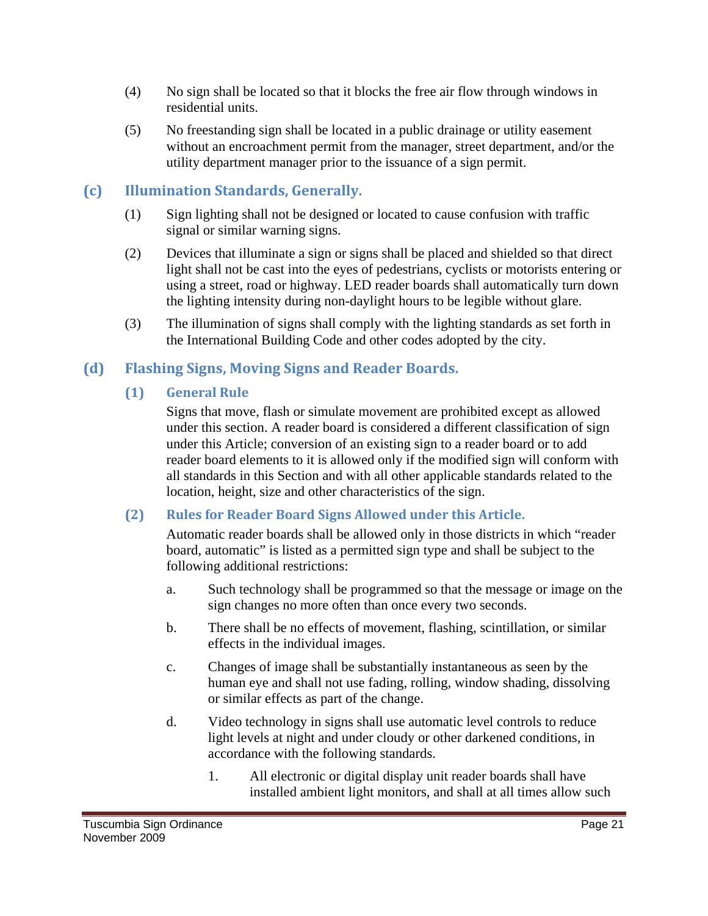(4) No sign shall be located so that it blocks the free air flow through windows in residential units.

(5) No freestanding sign shall be located in a public drainage or utility easement without an encroachment permit from the manager, street department, and/or the utility department manager prior to the issuance of a sign permit.

## (c) Illumination Standards, Generally.

(1) Sign lighting shall not be designed or located to cause confusion with traffic signal or similar warning signs.

(2) Devices that illuminate a sign or signs shall be placed and shielded so that direct light shall not be cast into the eyes of pedestrians, cyclists or motorists entering or using a street, road or highway. LED reader boards shall automatically turn down the lighting intensity during non-daylight hours to be legible without glare.

(3) The illumination of signs shall comply with the lighting standards as set forth in the International Building Code and other codes adopted by the city.

## (d) Flashing Signs, Moving Signs and Reader Boards.

### (1) General Rule

Signs that move, flash or simulate movement are prohibited except as allowed under this section. A reader board is considered a different classification of sign under this Article; conversion of an existing sign to a reader board or to add reader board elements to it is allowed only if the modified sign will conform with all standards in this Section and with all other applicable standards related to the location, height, size and other characteristics of the sign.

### (2) Rules for Reader Board Signs Allowed under this Article.

Automatic reader boards shall be allowed only in those districts in which "reader board, automatic" is listed as a permitted sign type and shall be subject to the following additional restrictions:

a. Such technology shall be programmed so that the message or image on the sign changes no more often than once every two seconds.

b. There shall be no effects of movement, flashing, scintillation, or similar effects in the individual images.

c. Changes of image shall be substantially instantaneous as seen by the human eye and shall not use fading, rolling, window shading, dissolving or similar effects as part of the change.

d. Video technology in signs shall use automatic level controls to reduce light levels at night and under cloudy or other darkened conditions, in accordance with the following standards.

1. All electronic or digital display unit reader boards shall have installed ambient light monitors, and shall at all times allow such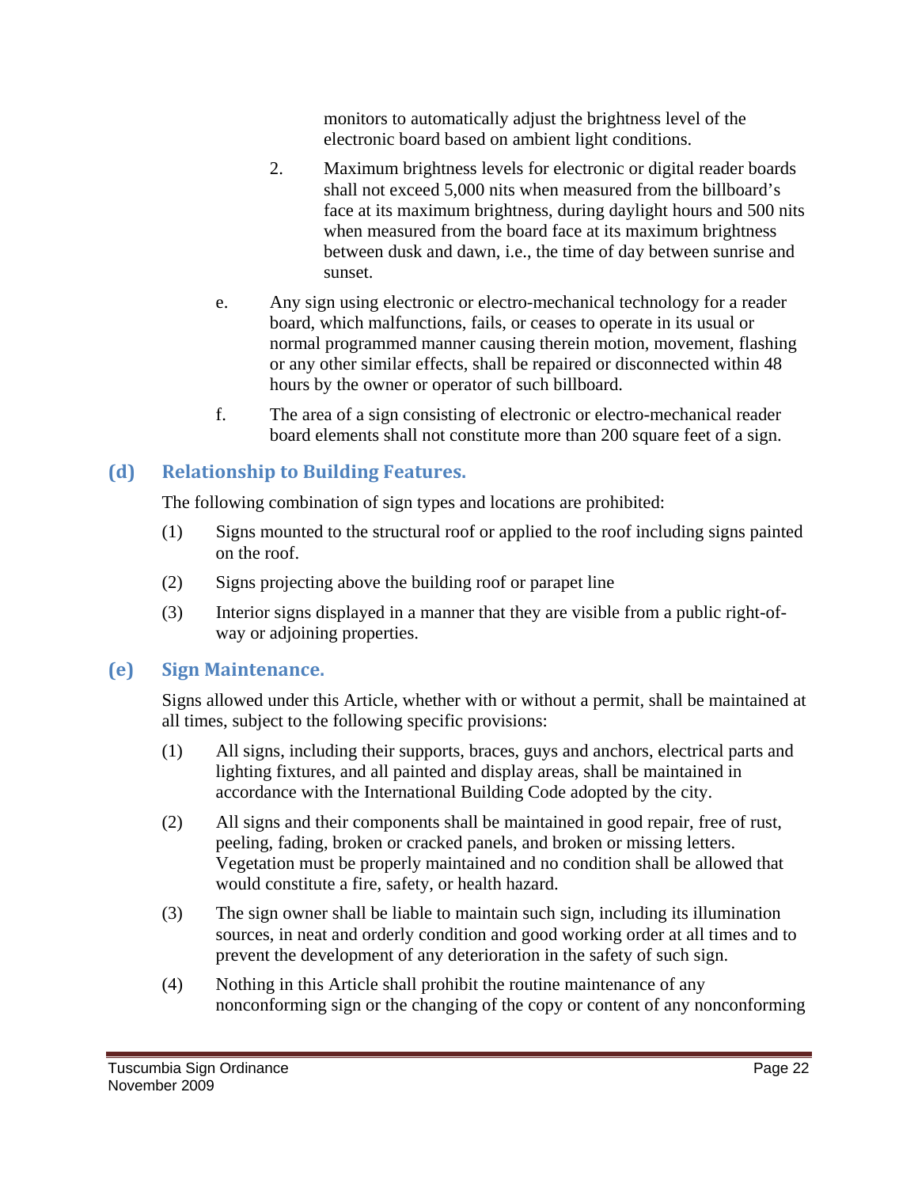monitors to automatically adjust the brightness level of the electronic board based on ambient light conditions.

2. Maximum brightness levels for electronic or digital reader boards shall not exceed 5,000 nits when measured from the billboard's face at its maximum brightness, during daylight hours and 500 nits when measured from the board face at its maximum brightness between dusk and dawn, i.e., the time of day between sunrise and sunset.

e. Any sign using electronic or electro-mechanical technology for a reader board, which malfunctions, fails, or ceases to operate in its usual or normal programmed manner causing therein motion, movement, flashing or any other similar effects, shall be repaired or disconnected within 48 hours by the owner or operator of such billboard.

f. The area of a sign consisting of electronic or electro-mechanical reader board elements shall not constitute more than 200 square feet of a sign.

## (d) Relationship to Building Features.

The following combination of sign types and locations are prohibited:

(1) Signs mounted to the structural roof or applied to the roof including signs painted on the roof.

(2) Signs projecting above the building roof or parapet line

(3) Interior signs displayed in a manner that they are visible from a public right-of-way or adjoining properties.

## (e) Sign Maintenance.

Signs allowed under this Article, whether with or without a permit, shall be maintained at all times, subject to the following specific provisions:

(1) All signs, including their supports, braces, guys and anchors, electrical parts and lighting fixtures, and all painted and display areas, shall be maintained in accordance with the International Building Code adopted by the city.

(2) All signs and their components shall be maintained in good repair, free of rust, peeling, fading, broken or cracked panels, and broken or missing letters. Vegetation must be properly maintained and no condition shall be allowed that would constitute a fire, safety, or health hazard.

(3) The sign owner shall be liable to maintain such sign, including its illumination sources, in neat and orderly condition and good working order at all times and to prevent the development of any deterioration in the safety of such sign.

(4) Nothing in this Article shall prohibit the routine maintenance of any nonconforming sign or the changing of the copy or content of any nonconforming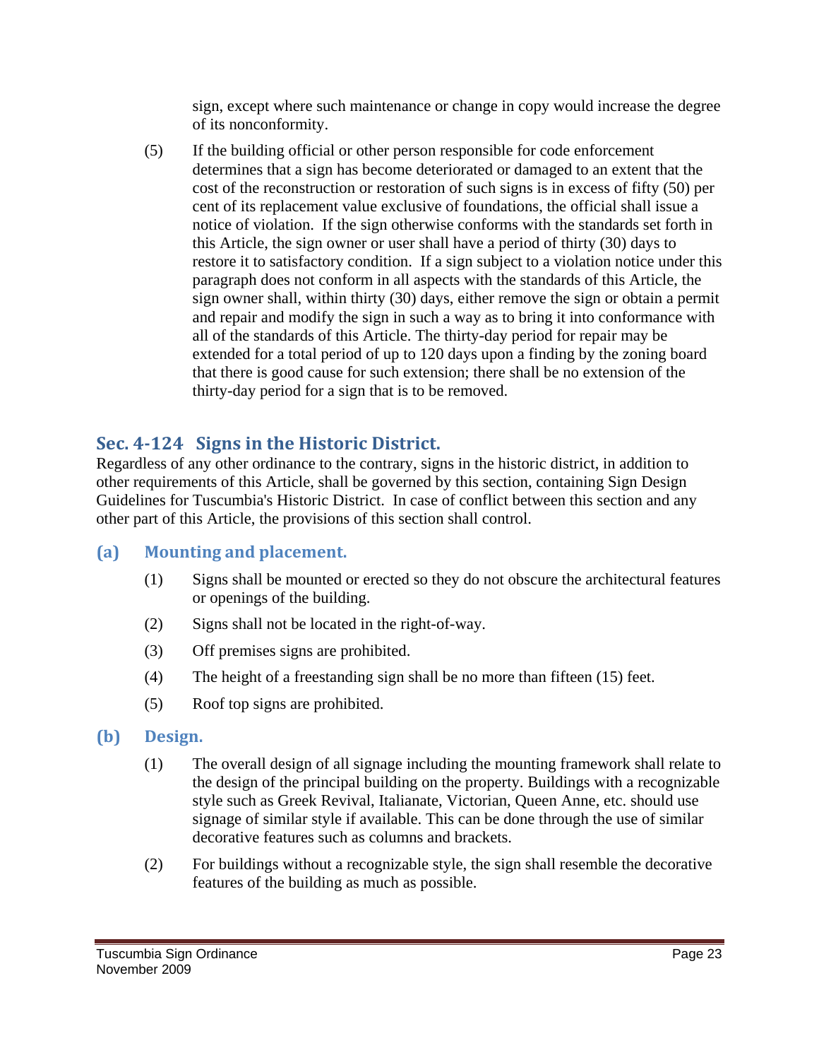sign, except where such maintenance or change in copy would increase the degree of its nonconformity.

(5) If the building official or other person responsible for code enforcement determines that a sign has become deteriorated or damaged to an extent that the cost of the reconstruction or restoration of such signs is in excess of fifty (50) per cent of its replacement value exclusive of foundations, the official shall issue a notice of violation. If the sign otherwise conforms with the standards set forth in this Article, the sign owner or user shall have a period of thirty (30) days to restore it to satisfactory condition. If a sign subject to a violation notice under this paragraph does not conform in all aspects with the standards of this Article, the sign owner shall, within thirty (30) days, either remove the sign or obtain a permit and repair and modify the sign in such a way as to bring it into conformance with all of the standards of this Article. The thirty-day period for repair may be extended for a total period of up to 120 days upon a finding by the zoning board that there is good cause for such extension; there shall be no extension of the thirty-day period for a sign that is to be removed.

## Sec. 4-124 Signs in the Historic District.

Regardless of any other ordinance to the contrary, signs in the historic district, in addition to other requirements of this Article, shall be governed by this section, containing Sign Design Guidelines for Tuscumbia's Historic District. In case of conflict between this section and any other part of this Article, the provisions of this section shall control.

### (a) Mounting and placement.

(1) Signs shall be mounted or erected so they do not obscure the architectural features or openings of the building.

(2) Signs shall not be located in the right-of-way.

(3) Off premises signs are prohibited.

(4) The height of a freestanding sign shall be no more than fifteen (15) feet.

(5) Roof top signs are prohibited.

### (b) Design.

(1) The overall design of all signage including the mounting framework shall relate to the design of the principal building on the property. Buildings with a recognizable style such as Greek Revival, Italianate, Victorian, Queen Anne, etc. should use signage of similar style if available. This can be done through the use of similar decorative features such as columns and brackets.

(2) For buildings without a recognizable style, the sign shall resemble the decorative features of the building as much as possible.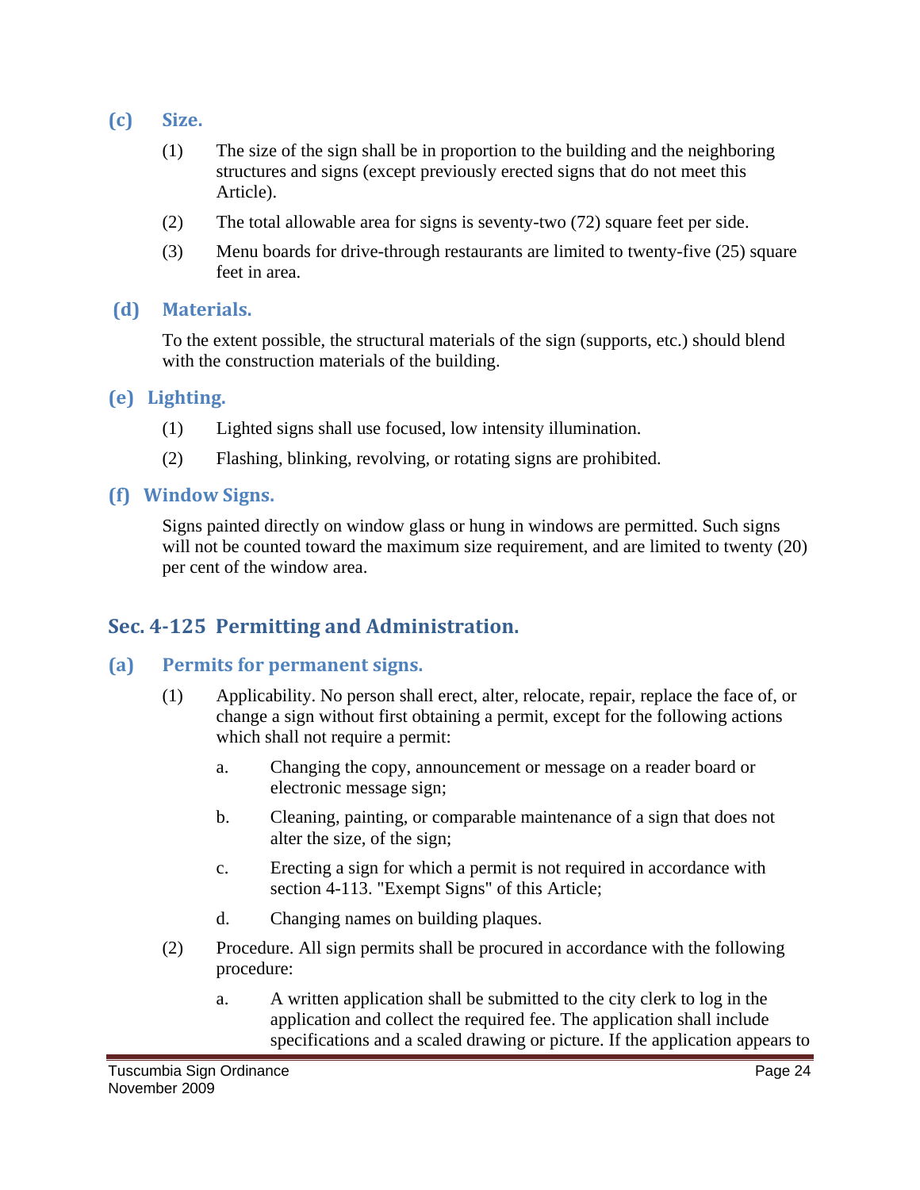### (c) Size.

(1) The size of the sign shall be in proportion to the building and the neighboring structures and signs (except previously erected signs that do not meet this Article).

(2) The total allowable area for signs is seventy-two (72) square feet per side.

(3) Menu boards for drive-through restaurants are limited to twenty-five (25) square feet in area.

### (d) Materials.

To the extent possible, the structural materials of the sign (supports, etc.) should blend with the construction materials of the building.

### (e) Lighting.

(1) Lighted signs shall use focused, low intensity illumination.

(2) Flashing, blinking, revolving, or rotating signs are prohibited.

### (f) Window Signs.

Signs painted directly on window glass or hung in windows are permitted. Such signs will not be counted toward the maximum size requirement, and are limited to twenty (20) per cent of the window area.

## Sec. 4-125 Permitting and Administration.

### (a) Permits for permanent signs.

(1) Applicability. No person shall erect, alter, relocate, repair, replace the face of, or change a sign without first obtaining a permit, except for the following actions which shall not require a permit:

a. Changing the copy, announcement or message on a reader board or electronic message sign;

b. Cleaning, painting, or comparable maintenance of a sign that does not alter the size, of the sign;

c. Erecting a sign for which a permit is not required in accordance with section 4-113. "Exempt Signs" of this Article;

d. Changing names on building plaques.

(2) Procedure. All sign permits shall be procured in accordance with the following procedure:

a. A written application shall be submitted to the city clerk to log in the application and collect the required fee. The application shall include specifications and a scaled drawing or picture. If the application appears to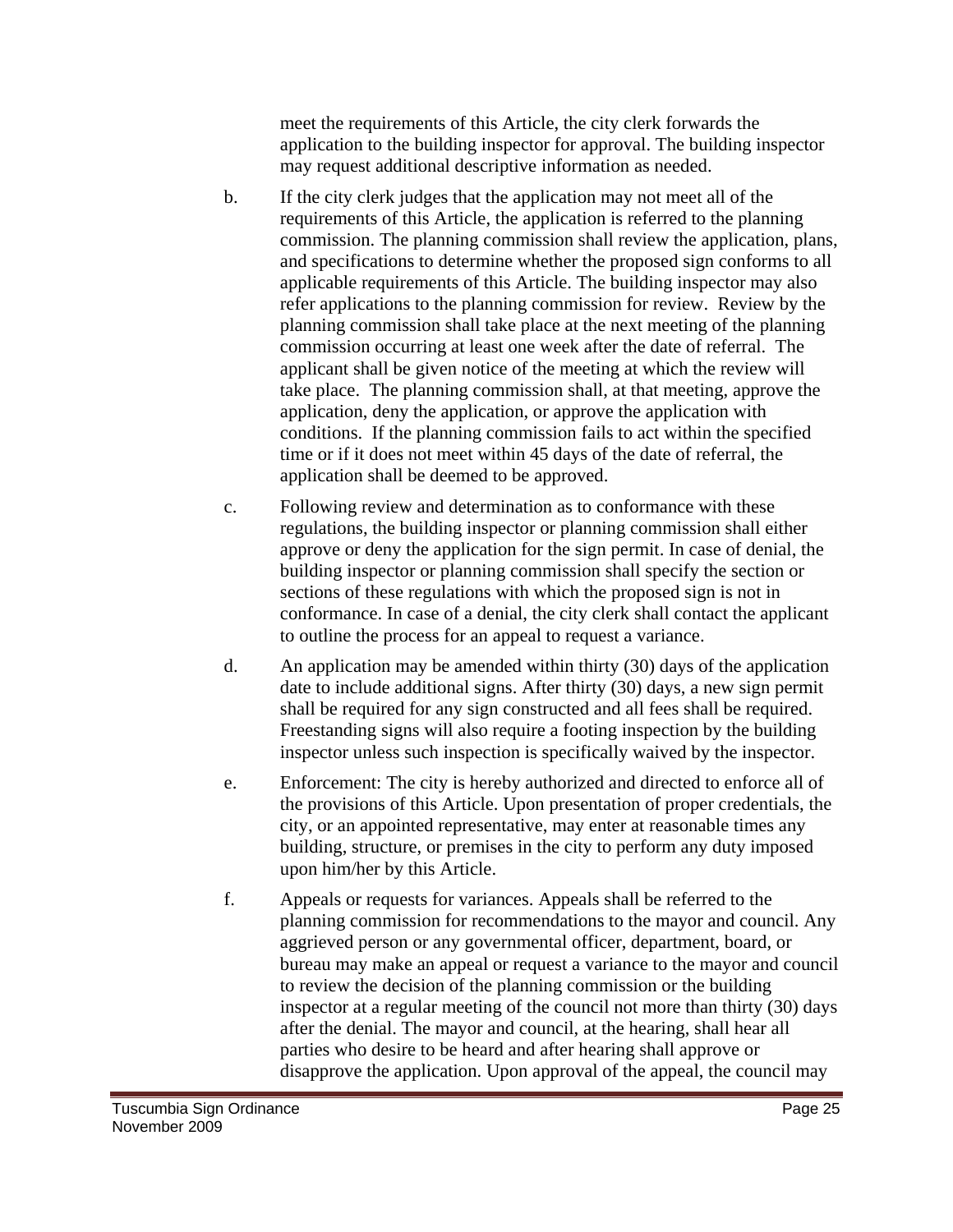meet the requirements of this Article, the city clerk forwards the application to the building inspector for approval. The building inspector may request additional descriptive information as needed.

b. If the city clerk judges that the application may not meet all of the requirements of this Article, the application is referred to the planning commission. The planning commission shall review the application, plans, and specifications to determine whether the proposed sign conforms to all applicable requirements of this Article. The building inspector may also refer applications to the planning commission for review. Review by the planning commission shall take place at the next meeting of the planning commission occurring at least one week after the date of referral. The applicant shall be given notice of the meeting at which the review will take place. The planning commission shall, at that meeting, approve the application, deny the application, or approve the application with conditions. If the planning commission fails to act within the specified time or if it does not meet within 45 days of the date of referral, the application shall be deemed to be approved.

c. Following review and determination as to conformance with these regulations, the building inspector or planning commission shall either approve or deny the application for the sign permit. In case of denial, the building inspector or planning commission shall specify the section or sections of these regulations with which the proposed sign is not in conformance. In case of a denial, the city clerk shall contact the applicant to outline the process for an appeal to request a variance.

d. An application may be amended within thirty (30) days of the application date to include additional signs. After thirty (30) days, a new sign permit shall be required for any sign constructed and all fees shall be required. Freestanding signs will also require a footing inspection by the building inspector unless such inspection is specifically waived by the inspector.

e. Enforcement: The city is hereby authorized and directed to enforce all of the provisions of this Article. Upon presentation of proper credentials, the city, or an appointed representative, may enter at reasonable times any building, structure, or premises in the city to perform any duty imposed upon him/her by this Article.

f. Appeals or requests for variances. Appeals shall be referred to the planning commission for recommendations to the mayor and council. Any aggrieved person or any governmental officer, department, board, or bureau may make an appeal or request a variance to the mayor and council to review the decision of the planning commission or the building inspector at a regular meeting of the council not more than thirty (30) days after the denial. The mayor and council, at the hearing, shall hear all parties who desire to be heard and after hearing shall approve or disapprove the application. Upon approval of the appeal, the council may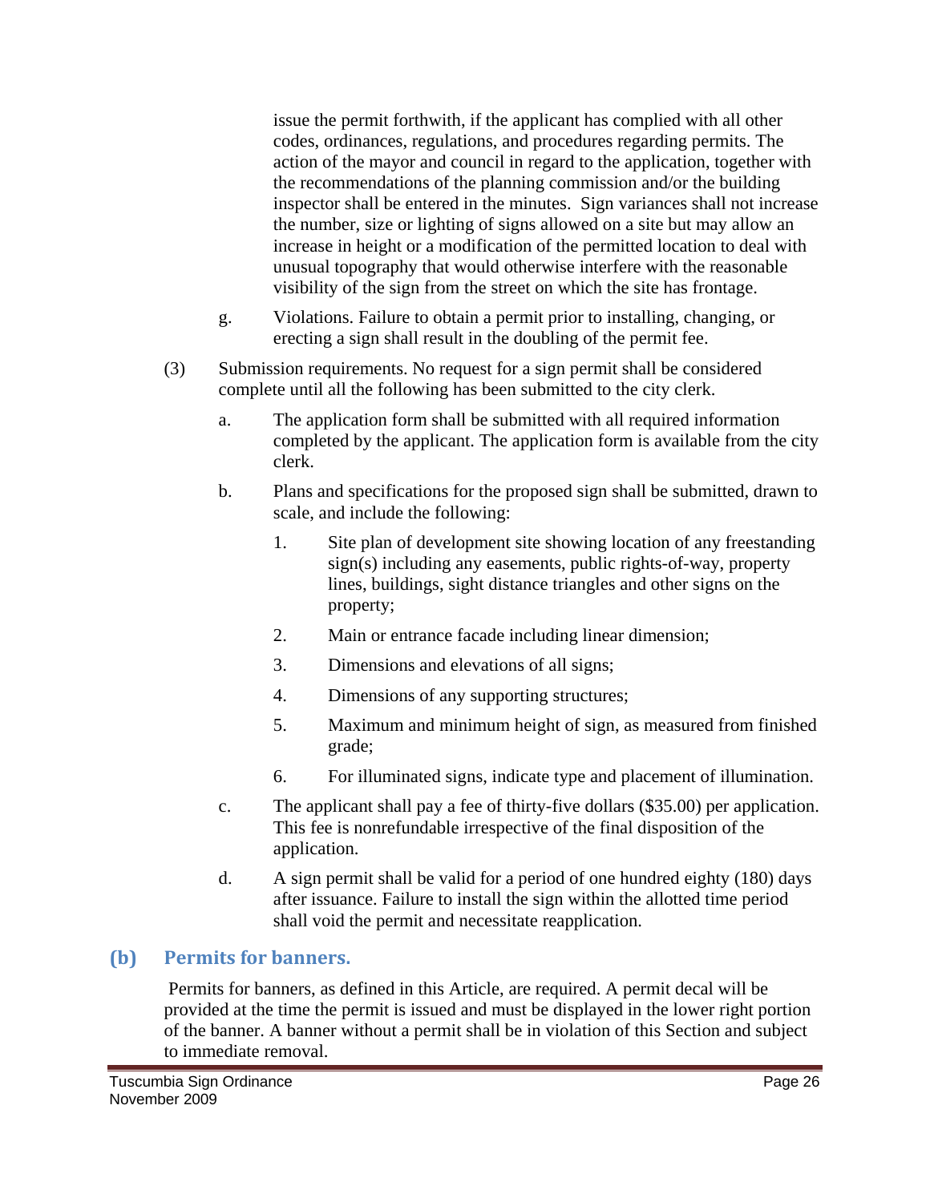issue the permit forthwith, if the applicant has complied with all other codes, ordinances, regulations, and procedures regarding permits. The action of the mayor and council in regard to the application, together with the recommendations of the planning commission and/or the building inspector shall be entered in the minutes. Sign variances shall not increase the number, size or lighting of signs allowed on a site but may allow an increase in height or a modification of the permitted location to deal with unusual topography that would otherwise interfere with the reasonable visibility of the sign from the street on which the site has frontage.

g. Violations. Failure to obtain a permit prior to installing, changing, or erecting a sign shall result in the doubling of the permit fee.

(3) Submission requirements. No request for a sign permit shall be considered complete until all the following has been submitted to the city clerk.

a. The application form shall be submitted with all required information completed by the applicant. The application form is available from the city clerk.

b. Plans and specifications for the proposed sign shall be submitted, drawn to scale, and include the following:

1. Site plan of development site showing location of any freestanding sign(s) including any easements, public rights-of-way, property lines, buildings, sight distance triangles and other signs on the property;

2. Main or entrance facade including linear dimension;

3. Dimensions and elevations of all signs;

4. Dimensions of any supporting structures;

5. Maximum and minimum height of sign, as measured from finished grade;

6. For illuminated signs, indicate type and placement of illumination.

c. The applicant shall pay a fee of thirty-five dollars ($35.00) per application. This fee is nonrefundable irrespective of the final disposition of the application.

d. A sign permit shall be valid for a period of one hundred eighty (180) days after issuance. Failure to install the sign within the allotted time period shall void the permit and necessitate reapplication.

## (b) Permits for banners.

Permits for banners, as defined in this Article, are required. A permit decal will be provided at the time the permit is issued and must be displayed in the lower right portion of the banner. A banner without a permit shall be in violation of this Section and subject to immediate removal.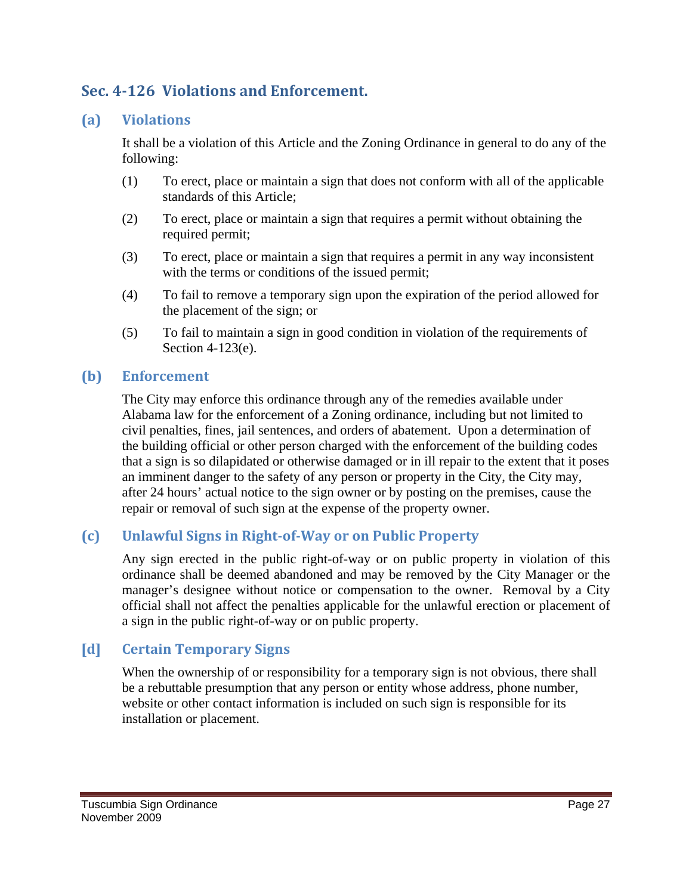## Sec. 4-126 Violations and Enforcement.

### (a) Violations

It shall be a violation of this Article and the Zoning Ordinance in general to do any of the following:

(1) To erect, place or maintain a sign that does not conform with all of the applicable standards of this Article;

(2) To erect, place or maintain a sign that requires a permit without obtaining the required permit;

(3) To erect, place or maintain a sign that requires a permit in any way inconsistent with the terms or conditions of the issued permit;

(4) To fail to remove a temporary sign upon the expiration of the period allowed for the placement of the sign; or

(5) To fail to maintain a sign in good condition in violation of the requirements of Section 4-123(e).

### (b) Enforcement

The City may enforce this ordinance through any of the remedies available under Alabama law for the enforcement of a Zoning ordinance, including but not limited to civil penalties, fines, jail sentences, and orders of abatement. Upon a determination of the building official or other person charged with the enforcement of the building codes that a sign is so dilapidated or otherwise damaged or in ill repair to the extent that it poses an imminent danger to the safety of any person or property in the City, the City may, after 24 hours' actual notice to the sign owner or by posting on the premises, cause the repair or removal of such sign at the expense of the property owner.

### (c) Unlawful Signs in Right-of-Way or on Public Property

Any sign erected in the public right-of-way or on public property in violation of this ordinance shall be deemed abandoned and may be removed by the City Manager or the manager's designee without notice or compensation to the owner. Removal by a City official shall not affect the penalties applicable for the unlawful erection or placement of a sign in the public right-of-way or on public property.

### [d] Certain Temporary Signs

When the ownership of or responsibility for a temporary sign is not obvious, there shall be a rebuttable presumption that any person or entity whose address, phone number, website or other contact information is included on such sign is responsible for its installation or placement.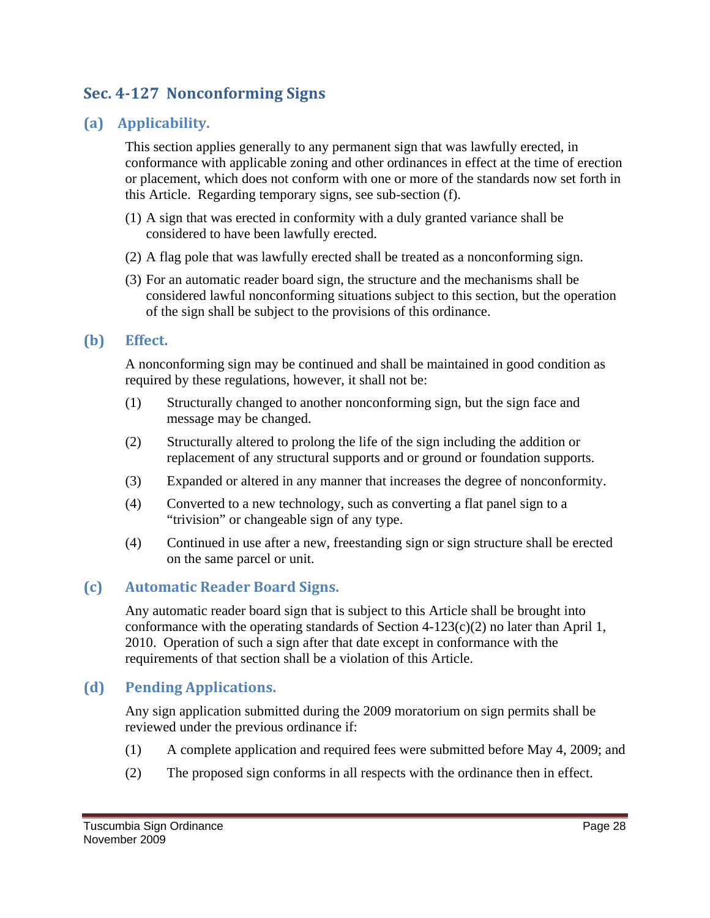## Sec. 4-127 Nonconforming Signs

### (a) Applicability.

This section applies generally to any permanent sign that was lawfully erected, in conformance with applicable zoning and other ordinances in effect at the time of erection or placement, which does not conform with one or more of the standards now set forth in this Article. Regarding temporary signs, see sub-section (f).

(1) A sign that was erected in conformity with a duly granted variance shall be considered to have been lawfully erected.

(2) A flag pole that was lawfully erected shall be treated as a nonconforming sign.

(3) For an automatic reader board sign, the structure and the mechanisms shall be considered lawful nonconforming situations subject to this section, but the operation of the sign shall be subject to the provisions of this ordinance.

### (b) Effect.

A nonconforming sign may be continued and shall be maintained in good condition as required by these regulations, however, it shall not be:

(1) Structurally changed to another nonconforming sign, but the sign face and message may be changed.

(2) Structurally altered to prolong the life of the sign including the addition or replacement of any structural supports and or ground or foundation supports.

(3) Expanded or altered in any manner that increases the degree of nonconformity.

(4) Converted to a new technology, such as converting a flat panel sign to a "trivision" or changeable sign of any type.

(4) Continued in use after a new, freestanding sign or sign structure shall be erected on the same parcel or unit.

### (c) Automatic Reader Board Signs.

Any automatic reader board sign that is subject to this Article shall be brought into conformance with the operating standards of Section 4-123(c)(2) no later than April 1, 2010. Operation of such a sign after that date except in conformance with the requirements of that section shall be a violation of this Article.

### (d) Pending Applications.

Any sign application submitted during the 2009 moratorium on sign permits shall be reviewed under the previous ordinance if:

(1) A complete application and required fees were submitted before May 4, 2009; and

(2) The proposed sign conforms in all respects with the ordinance then in effect.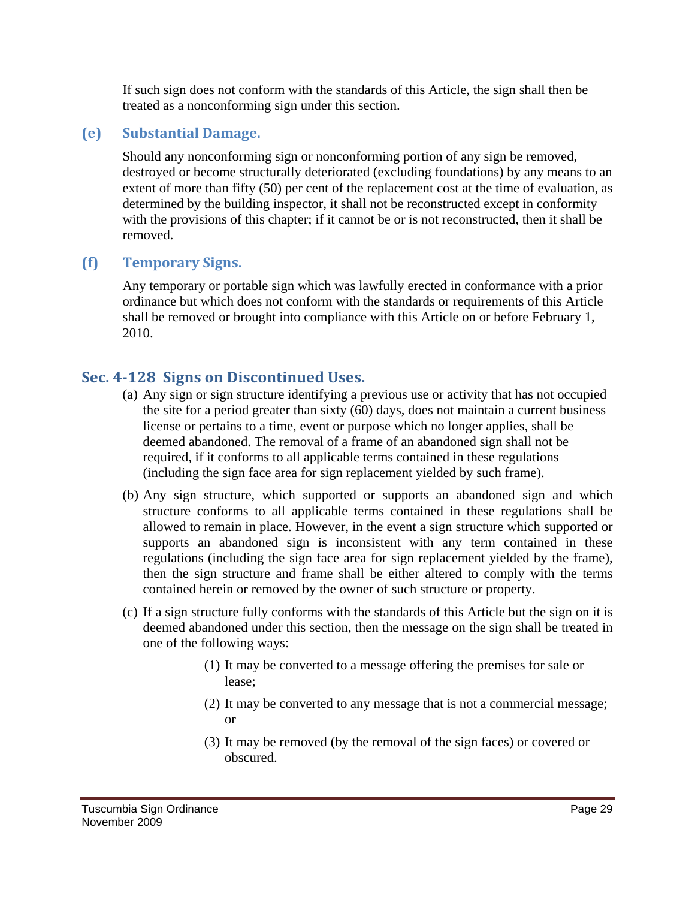If such sign does not conform with the standards of this Article, the sign shall then be treated as a nonconforming sign under this section.

### (e) Substantial Damage.

Should any nonconforming sign or nonconforming portion of any sign be removed, destroyed or become structurally deteriorated (excluding foundations) by any means to an extent of more than fifty (50) per cent of the replacement cost at the time of evaluation, as determined by the building inspector, it shall not be reconstructed except in conformity with the provisions of this chapter; if it cannot be or is not reconstructed, then it shall be removed.

### (f) Temporary Signs.

Any temporary or portable sign which was lawfully erected in conformance with a prior ordinance but which does not conform with the standards or requirements of this Article shall be removed or brought into compliance with this Article on or before February 1, 2010.

## Sec. 4-128 Signs on Discontinued Uses.

(a) Any sign or sign structure identifying a previous use or activity that has not occupied the site for a period greater than sixty (60) days, does not maintain a current business license or pertains to a time, event or purpose which no longer applies, shall be deemed abandoned. The removal of a frame of an abandoned sign shall not be required, if it conforms to all applicable terms contained in these regulations (including the sign face area for sign replacement yielded by such frame).

(b) Any sign structure, which supported or supports an abandoned sign and which structure conforms to all applicable terms contained in these regulations shall be allowed to remain in place. However, in the event a sign structure which supported or supports an abandoned sign is inconsistent with any term contained in these regulations (including the sign face area for sign replacement yielded by the frame), then the sign structure and frame shall be either altered to comply with the terms contained herein or removed by the owner of such structure or property.

(c) If a sign structure fully conforms with the standards of this Article but the sign on it is deemed abandoned under this section, then the message on the sign shall be treated in one of the following ways:

(1) It may be converted to a message offering the premises for sale or lease;

(2) It may be converted to any message that is not a commercial message; or

(3) It may be removed (by the removal of the sign faces) or covered or obscured.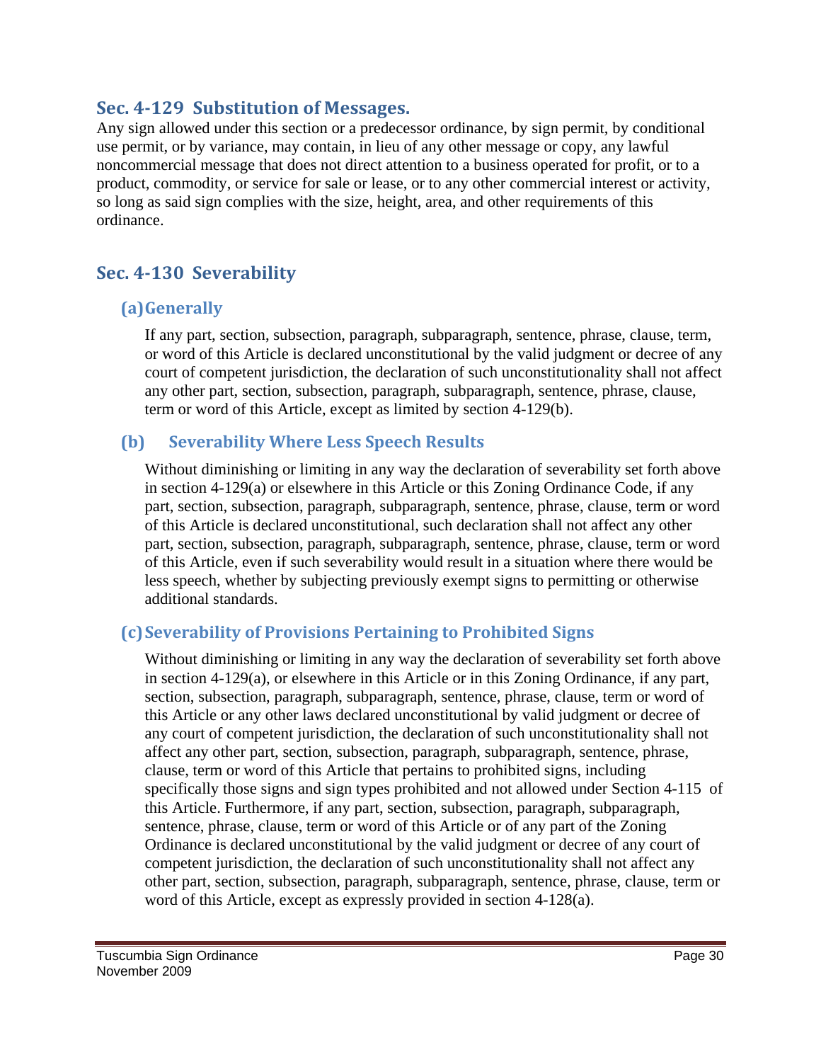## Sec. 4-129 Substitution of Messages.

Any sign allowed under this section or a predecessor ordinance, by sign permit, by conditional use permit, or by variance, may contain, in lieu of any other message or copy, any lawful noncommercial message that does not direct attention to a business operated for profit, or to a product, commodity, or service for sale or lease, or to any other commercial interest or activity, so long as said sign complies with the size, height, area, and other requirements of this ordinance.

## Sec. 4-130 Severability

### (a) Generally

If any part, section, subsection, paragraph, subparagraph, sentence, phrase, clause, term, or word of this Article is declared unconstitutional by the valid judgment or decree of any court of competent jurisdiction, the declaration of such unconstitutionality shall not affect any other part, section, subsection, paragraph, subparagraph, sentence, phrase, clause, term or word of this Article, except as limited by section 4-129(b).

### (b) Severability Where Less Speech Results

Without diminishing or limiting in any way the declaration of severability set forth above in section 4-129(a) or elsewhere in this Article or this Zoning Ordinance Code, if any part, section, subsection, paragraph, subparagraph, sentence, phrase, clause, term or word of this Article is declared unconstitutional, such declaration shall not affect any other part, section, subsection, paragraph, subparagraph, sentence, phrase, clause, term or word of this Article, even if such severability would result in a situation where there would be less speech, whether by subjecting previously exempt signs to permitting or otherwise additional standards.

### (c) Severability of Provisions Pertaining to Prohibited Signs

Without diminishing or limiting in any way the declaration of severability set forth above in section 4-129(a), or elsewhere in this Article or in this Zoning Ordinance, if any part, section, subsection, paragraph, subparagraph, sentence, phrase, clause, term or word of this Article or any other laws declared unconstitutional by valid judgment or decree of any court of competent jurisdiction, the declaration of such unconstitutionality shall not affect any other part, section, subsection, paragraph, subparagraph, sentence, phrase, clause, term or word of this Article that pertains to prohibited signs, including specifically those signs and sign types prohibited and not allowed under Section 4-115 of this Article. Furthermore, if any part, section, subsection, paragraph, subparagraph, sentence, phrase, clause, term or word of this Article or of any part of the Zoning Ordinance is declared unconstitutional by the valid judgment or decree of any court of competent jurisdiction, the declaration of such unconstitutionality shall not affect any other part, section, subsection, paragraph, subparagraph, sentence, phrase, clause, term or word of this Article, except as expressly provided in section 4-128(a).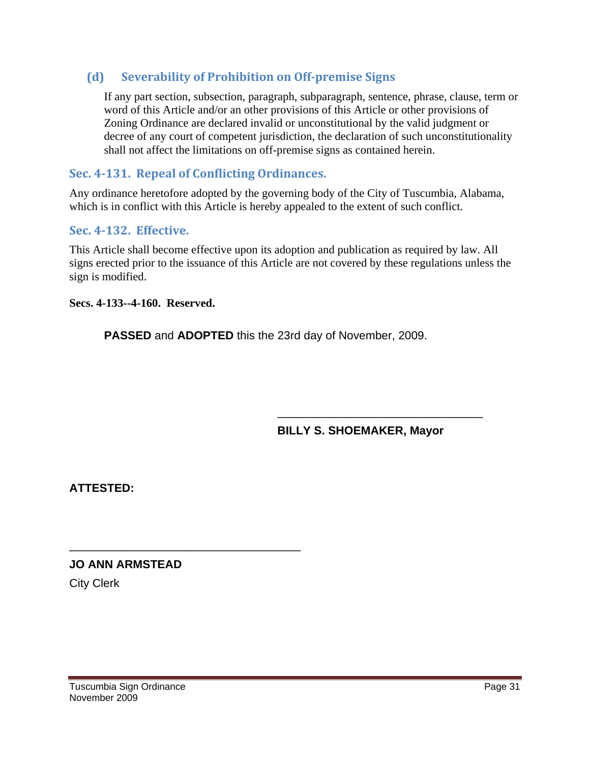### (d) Severability of Prohibition on Off-premise Signs

If any part section, subsection, paragraph, subparagraph, sentence, phrase, clause, term or word of this Article and/or an other provisions of this Article or other provisions of Zoning Ordinance are declared invalid or unconstitutional by the valid judgment or decree of any court of competent jurisdiction, the declaration of such unconstitutionality shall not affect the limitations on off-premise signs as contained herein.

## Sec. 4-131. Repeal of Conflicting Ordinances.

Any ordinance heretofore adopted by the governing body of the City of Tuscumbia, Alabama, which is in conflict with this Article is hereby appealed to the extent of such conflict.

## Sec. 4-132. Effective.

This Article shall become effective upon its adoption and publication as required by law. All signs erected prior to the issuance of this Article are not covered by these regulations unless the sign is modified.

**Secs. 4-133--4-160. Reserved.**

**PASSED** and **ADOPTED** this the 23rd day of November, 2009.

\_\_\_\_\_\_\_\_\_\_\_\_\_\_\_\_\_\_\_\_\_\_\_\_\_\_\_\_\_\_\_\_\_\_

**BILLY S. SHOEMAKER, Mayor**

**ATTESTED:**

\_\_\_\_\_\_\_\_\_\_\_\_\_\_\_\_\_\_\_\_\_\_\_\_\_\_\_\_\_\_\_\_\_\_\_\_\_

**JO ANN ARMSTEAD**

City Clerk